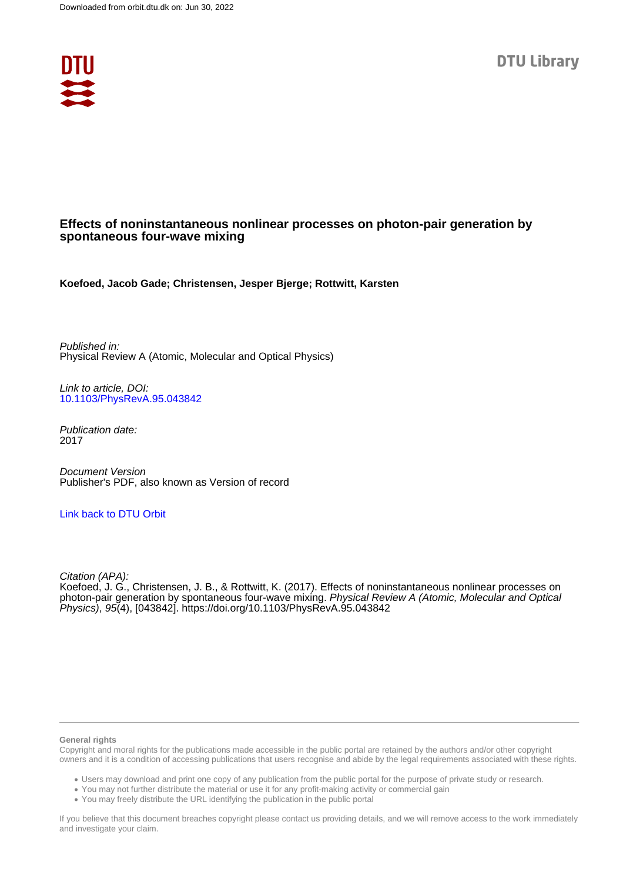Downloaded from orbit.dtu.dk on: Jun 30, 2022

DTU Library

# Effects of noninstantaneous nonlinear processes on photon-pair generation by spontaneous four-wave mixing

**Koefoed, Jacob Gade; Christensen, Jesper Bjerge; Rottwitt, Karsten**

*Published in:*
Physical Review A (Atomic, Molecular and Optical Physics)

*Link to article, DOI:*
10.1103/PhysRevA.95.043842

*Publication date:*
2017

*Document Version*
Publisher's PDF, also known as Version of record

Link back to DTU Orbit

*Citation (APA):*
Koefoed, J. G., Christensen, J. B., & Rottwitt, K. (2017). Effects of noninstantaneous nonlinear processes on photon-pair generation by spontaneous four-wave mixing. *Physical Review A (Atomic, Molecular and Optical Physics)*, *95*(4), [043842]. https://doi.org/10.1103/PhysRevA.95.043842

**General rights**

Copyright and moral rights for the publications made accessible in the public portal are retained by the authors and/or other copyright owners and it is a condition of accessing publications that users recognise and abide by the legal requirements associated with these rights.

- Users may download and print one copy of any publication from the public portal for the purpose of private study or research.
- You may not further distribute the material or use it for any profit-making activity or commercial gain
- You may freely distribute the URL identifying the publication in the public portal

If you believe that this document breaches copyright please contact us providing details, and we will remove access to the work immediately and investigate your claim.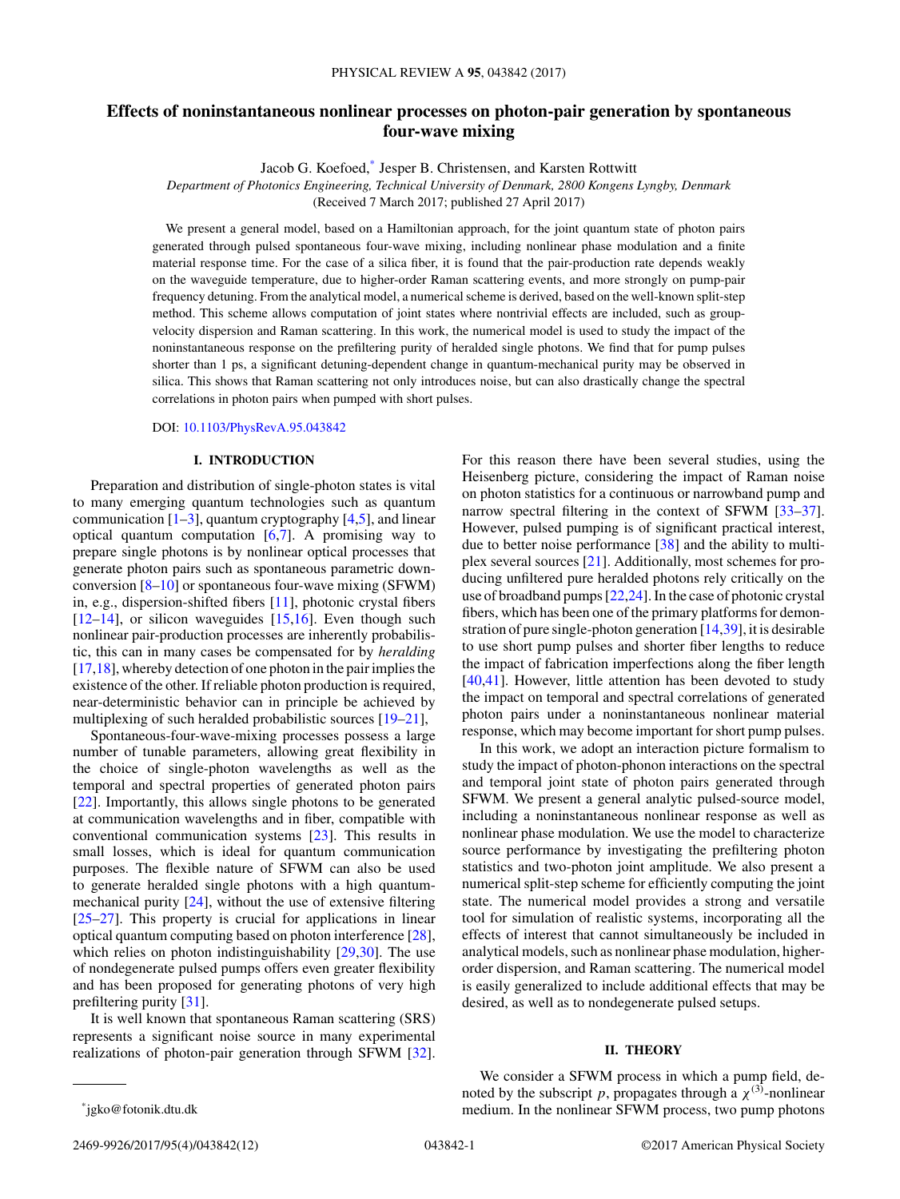# Effects of noninstantaneous nonlinear processes on photon-pair generation by spontaneous four-wave mixing

Jacob G. Koefoed,[*] Jesper B. Christensen, and Karsten Rottwitt

*Department of Photonics Engineering, Technical University of Denmark, 2800 Kongens Lyngby, Denmark*

(Received 7 March 2017; published 27 April 2017)

We present a general model, based on a Hamiltonian approach, for the joint quantum state of photon pairs generated through pulsed spontaneous four-wave mixing, including nonlinear phase modulation and a finite material response time. For the case of a silica fiber, it is found that the pair-production rate depends weakly on the waveguide temperature, due to higher-order Raman scattering events, and more strongly on pump-pair frequency detuning. From the analytical model, a numerical scheme is derived, based on the well-known split-step method. This scheme allows computation of joint states where nontrivial effects are included, such as group-velocity dispersion and Raman scattering. In this work, the numerical model is used to study the impact of the noninstantaneous response on the prefiltering purity of heralded single photons. We find that for pump pulses shorter than 1 ps, a significant detuning-dependent change in quantum-mechanical purity may be observed in silica. This shows that Raman scattering not only introduces noise, but can also drastically change the spectral correlations in photon pairs when pumped with short pulses.

DOI: 10.1103/PhysRevA.95.043842

## I. INTRODUCTION

Preparation and distribution of single-photon states is vital to many emerging quantum technologies such as quantum communication [1–3], quantum cryptography [4,5], and linear optical quantum computation [6,7]. A promising way to prepare single photons is by nonlinear optical processes that generate photon pairs such as spontaneous parametric down-conversion [8–10] or spontaneous four-wave mixing (SFWM) in, e.g., dispersion-shifted fibers [11], photonic crystal fibers [12–14], or silicon waveguides [15,16]. Even though such nonlinear pair-production processes are inherently probabilistic, this can in many cases be compensated for by *heralding* [17,18], whereby detection of one photon in the pair implies the existence of the other. If reliable photon production is required, near-deterministic behavior can in principle be achieved by multiplexing of such heralded probabilistic sources [19–21].

Spontaneous-four-wave-mixing processes possess a large number of tunable parameters, allowing great flexibility in the choice of single-photon wavelengths as well as the temporal and spectral properties of generated photon pairs [22]. Importantly, this allows single photons to be generated at communication wavelengths and in fiber, compatible with conventional communication systems [23]. This results in small losses, which is ideal for quantum communication purposes. The flexible nature of SFWM can also be used to generate heralded single photons with a high quantum-mechanical purity [24], without the use of extensive filtering [25–27]. This property is crucial for applications in linear optical quantum computing based on photon interference [28], which relies on photon indistinguishability [29,30]. The use of nondegenerate pulsed pumps offers even greater flexibility and has been proposed for generating photons of very high prefiltering purity [31].

It is well known that spontaneous Raman scattering (SRS) represents a significant noise source in many experimental realizations of photon-pair generation through SFWM [32]. For this reason there have been several studies, using the Heisenberg picture, considering the impact of Raman noise on photon statistics for a continuous or narrowband pump and narrow spectral filtering in the context of SFWM [33–37]. However, pulsed pumping is of significant practical interest, due to better noise performance [38] and the ability to multiplex several sources [21]. Additionally, most schemes for producing unfiltered pure heralded photons rely critically on the use of broadband pumps [22,24]. In the case of photonic crystal fibers, which has been one of the primary platforms for demonstration of pure single-photon generation [14,39], it is desirable to use short pump pulses and shorter fiber lengths to reduce the impact of fabrication imperfections along the fiber length [40,41]. However, little attention has been devoted to study the impact on temporal and spectral correlations of generated photon pairs under a noninstantaneous nonlinear material response, which may become important for short pump pulses.

In this work, we adopt an interaction picture formalism to study the impact of photon-phonon interactions on the spectral and temporal joint state of photon pairs generated through SFWM. We present a general analytic pulsed-source model, including a noninstantaneous nonlinear response as well as nonlinear phase modulation. We use the model to characterize source performance by investigating the prefiltering photon statistics and two-photon joint amplitude. We also present a numerical split-step scheme for efficiently computing the joint state. The numerical model provides a strong and versatile tool for simulation of realistic systems, incorporating all the effects of interest that cannot simultaneously be included in analytical models, such as nonlinear phase modulation, higher-order dispersion, and Raman scattering. The numerical model is easily generalized to include additional effects that may be desired, as well as to nondegenerate pulsed setups.

## II. THEORY

We consider a SFWM process in which a pump field, denoted by the subscript $p$, propagates through a $\chi^{(3)}$-nonlinear medium. In the nonlinear SFWM process, two pump photons

[*]jgko@fotonik.dtu.dk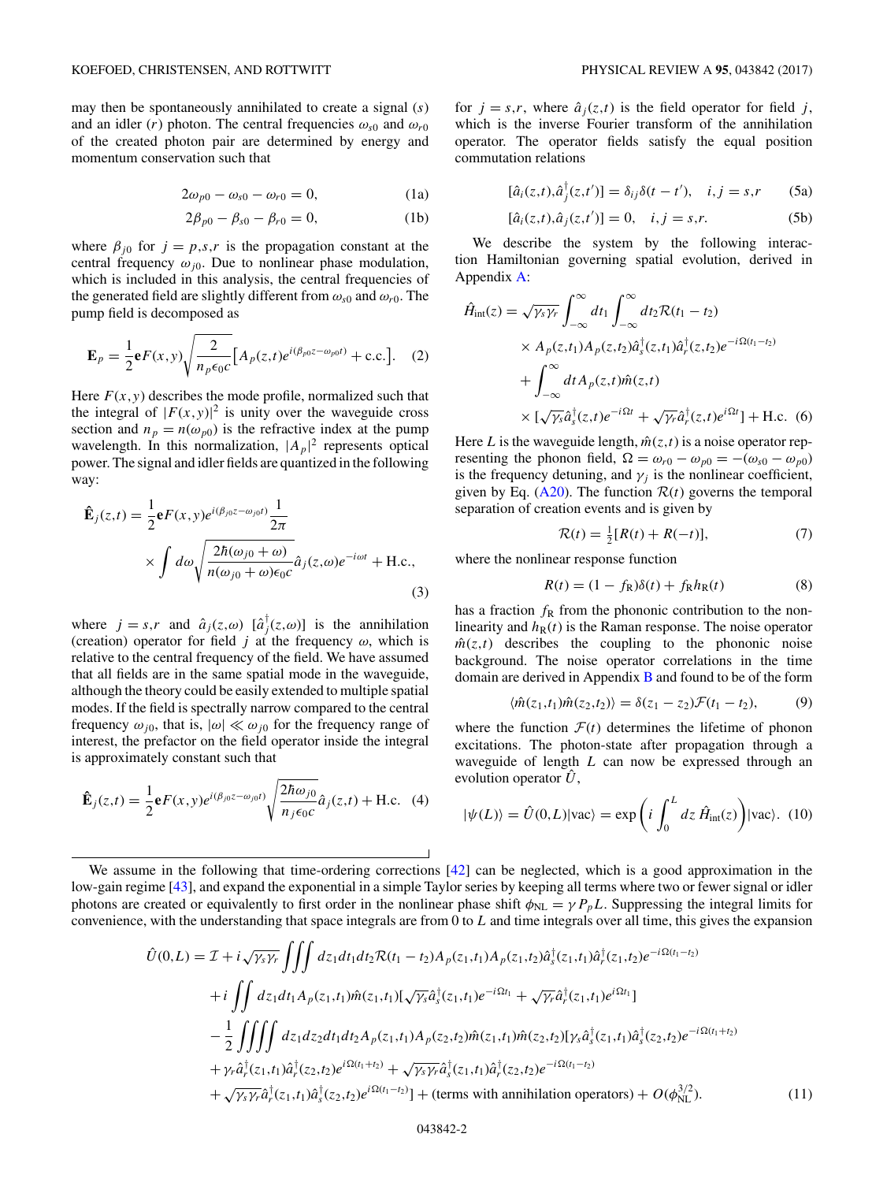may then be spontaneously annihilated to create a signal ($s$) and an idler ($r$) photon. The central frequencies $\omega_{s0}$ and $\omega_{r0}$ of the created photon pair are determined by energy and momentum conservation such that

$$2\omega_{p0} - \omega_{s0} - \omega_{r0} = 0, \tag{1a}$$

$$2\beta_{p0} - \beta_{s0} - \beta_{r0} = 0, \tag{1b}$$

where $\beta_{j0}$ for $j = p,s,r$ is the propagation constant at the central frequency $\omega_{j0}$. Due to nonlinear phase modulation, which is included in this analysis, the central frequencies of the generated field are slightly different from $\omega_{s0}$ and $\omega_{r0}$. The pump field is decomposed as

$$\mathbf{E}_p = \frac{1}{2}\mathbf{e}F(x,y)\sqrt{\frac{2}{n_p\epsilon_0 c}}\big[A_p(z,t)e^{i(\beta_{p0}z-\omega_{p0}t)} + \text{c.c.}\big]. \tag{2}$$

Here $F(x,y)$ describes the mode profile, normalized such that the integral of $|F(x,y)|^2$ is unity over the waveguide cross section and $n_p = n(\omega_{p0})$ is the refractive index at the pump wavelength. In this normalization, $|A_p|^2$ represents optical power. The signal and idler fields are quantized in the following way:

$$\hat{\mathbf{E}}_j(z,t) = \frac{1}{2}\mathbf{e}F(x,y)e^{i(\beta_{j0}z-\omega_{j0}t)}\frac{1}{2\pi} \times \int d\omega \sqrt{\frac{2\hbar(\omega_{j0}+\omega)}{n(\omega_{j0}+\omega)\epsilon_0 c}}\hat{a}_j(z,\omega)e^{-i\omega t} + \text{H.c.}, \tag{3}$$

where $j = s,r$ and $\hat{a}_j(z,\omega)$ [$\hat{a}_j^\dagger(z,\omega)$] is the annihilation (creation) operator for field $j$ at the frequency $\omega$, which is relative to the central frequency of the field. We have assumed that all fields are in the same spatial mode in the waveguide, although the theory could be easily extended to multiple spatial modes. If the field is spectrally narrow compared to the central frequency $\omega_{j0}$, that is, $|\omega| \ll \omega_{j0}$ for the frequency range of interest, the prefactor on the field operator inside the integral is approximately constant such that

$$\hat{\mathbf{E}}_j(z,t) = \frac{1}{2}\mathbf{e}F(x,y)e^{i(\beta_{j0}z-\omega_{j0}t)}\sqrt{\frac{2\hbar\omega_{j0}}{n_j\epsilon_0 c}}\hat{a}_j(z,t) + \text{H.c.} \tag{4}$$

for $j = s,r$, where $\hat{a}_j(z,t)$ is the field operator for field $j$, which is the inverse Fourier transform of the annihilation operator. The operator fields satisfy the equal position commutation relations

$$[\hat{a}_i(z,t),\hat{a}_j^\dagger(z,t')] = \delta_{ij}\delta(t-t'), \quad i,j = s,r \tag{5a}$$

$$[\hat{a}_i(z,t),\hat{a}_j(z,t')] = 0, \quad i,j = s,r. \tag{5b}$$

We describe the system by the following interaction Hamiltonian governing spatial evolution, derived in Appendix A:

$$\begin{aligned}\hat{H}_{\text{int}}(z) = \sqrt{\gamma_s\gamma_r}&\int_{-\infty}^{\infty}dt_1\int_{-\infty}^{\infty}dt_2\mathcal{R}(t_1-t_2)\\ &\times A_p(z,t_1)A_p(z,t_2)\hat{a}_s^\dagger(z,t_1)\hat{a}_r^\dagger(z,t_2)e^{-i\Omega(t_1-t_2)}\\ &+\int_{-\infty}^{\infty}dt A_p(z,t)\hat{m}(z,t)\\ &\times[\sqrt{\gamma_s}\hat{a}_s^\dagger(z,t)e^{-i\Omega t} + \sqrt{\gamma_r}\hat{a}_r^\dagger(z,t)e^{i\Omega t}] + \text{H.c.}\end{aligned} \tag{6}$$

Here $L$ is the waveguide length, $\hat{m}(z,t)$ is a noise operator representing the phonon field, $\Omega = \omega_{r0} - \omega_{p0} = -(\omega_{s0} - \omega_{p0})$ is the frequency detuning, and $\gamma_j$ is the nonlinear coefficient, given by Eq. (A20). The function $\mathcal{R}(t)$ governs the temporal separation of creation events and is given by

$$\mathcal{R}(t) = \tfrac{1}{2}[R(t) + R(-t)], \tag{7}$$

where the nonlinear response function

$$R(t) = (1-f_{\text{R}})\delta(t) + f_{\text{R}}h_{\text{R}}(t) \tag{8}$$

has a fraction $f_{\text{R}}$ from the phononic contribution to the nonlinearity and $h_{\text{R}}(t)$ is the Raman response. The noise operator $\hat{m}(z,t)$ describes the coupling to the phononic noise background. The noise operator correlations in the time domain are derived in Appendix B and found to be of the form

$$\langle\hat{m}(z_1,t_1)\hat{m}(z_2,t_2)\rangle = \delta(z_1-z_2)\mathcal{F}(t_1-t_2), \tag{9}$$

where the function $\mathcal{F}(t)$ determines the lifetime of phonon excitations. The photon-state after propagation through a waveguide of length $L$ can now be expressed through an evolution operator $\hat{U}$,

$$|\psi(L)\rangle = \hat{U}(0,L)|\text{vac}\rangle = \exp\left(i\int_0^L dz\,\hat{H}_{\text{int}}(z)\right)|\text{vac}\rangle. \tag{10}$$

We assume in the following that time-ordering corrections [42] can be neglected, which is a good approximation in the low-gain regime [43], and expand the exponential in a simple Taylor series by keeping all terms where two or fewer signal or idler photons are created or equivalently to first order in the nonlinear phase shift $\phi_{\text{NL}} = \gamma P_p L$. Suppressing the integral limits for convenience, with the understanding that space integrals are from 0 to $L$ and time integrals over all time, this gives the expansion

$$\begin{aligned}\hat{U}(0,L) = \mathcal{I} &+ i\sqrt{\gamma_s\gamma_r}\iiint dz_1dt_1dt_2\mathcal{R}(t_1-t_2)A_p(z_1,t_1)A_p(z_1,t_2)\hat{a}_s^\dagger(z_1,t_1)\hat{a}_r^\dagger(z_1,t_2)e^{-i\Omega(t_1-t_2)}\\ &+ i\iint dz_1dt_1A_p(z_1,t_1)\hat{m}(z_1,t_1)[\sqrt{\gamma_s}\hat{a}_s^\dagger(z_1,t_1)e^{-i\Omega t_1} + \sqrt{\gamma_r}\hat{a}_r^\dagger(z_1,t_1)e^{i\Omega t_1}]\\ &- \frac{1}{2}\iiiint dz_1dz_2dt_1dt_2A_p(z_1,t_1)A_p(z_2,t_2)\hat{m}(z_1,t_1)\hat{m}(z_2,t_2)[\gamma_s\hat{a}_s^\dagger(z_1,t_1)\hat{a}_s^\dagger(z_2,t_2)e^{-i\Omega(t_1+t_2)}\\ &+ \gamma_r\hat{a}_r^\dagger(z_1,t_1)\hat{a}_r^\dagger(z_2,t_2)e^{i\Omega(t_1+t_2)} + \sqrt{\gamma_s\gamma_r}\hat{a}_s^\dagger(z_1,t_1)\hat{a}_r^\dagger(z_2,t_2)e^{-i\Omega(t_1-t_2)}\\ &+ \sqrt{\gamma_s\gamma_r}\hat{a}_r^\dagger(z_1,t_1)\hat{a}_s^\dagger(z_2,t_2)e^{i\Omega(t_1-t_2)}] + (\text{terms with annihilation operators}) + O(\phi_{\text{NL}}^{3/2}).\end{aligned} \tag{11}$$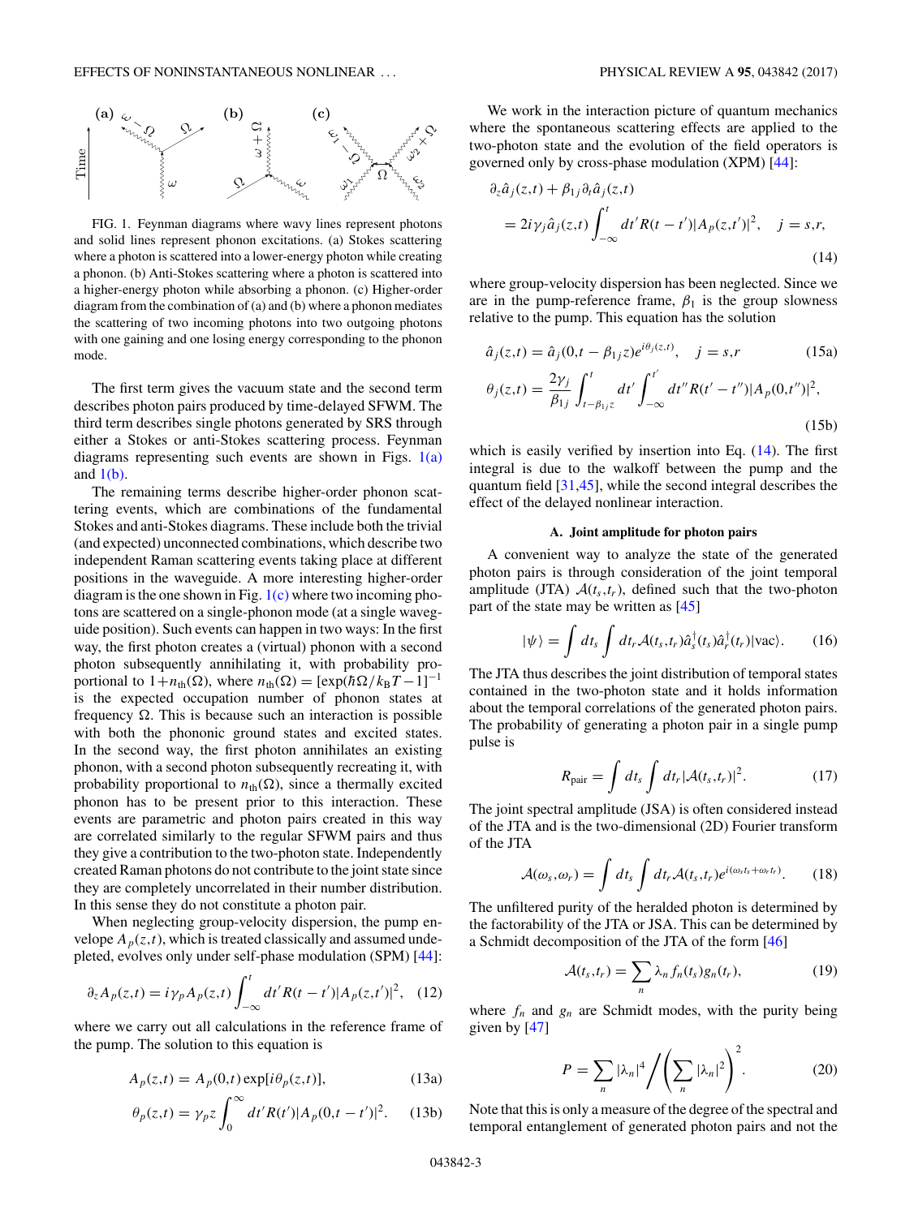FIG. 1. Feynman diagrams where wavy lines represent photons and solid lines represent phonon excitations. (a) Stokes scattering where a photon is scattered into a lower-energy photon while creating a phonon. (b) Anti-Stokes scattering where a photon is scattered into a higher-energy photon while absorbing a phonon. (c) Higher-order diagram from the combination of (a) and (b) where a phonon mediates the scattering of two incoming photons into two outgoing photons with one gaining and one losing energy corresponding to the phonon mode.

The first term gives the vacuum state and the second term describes photon pairs produced by time-delayed SFWM. The third term describes single photons generated by SRS through either a Stokes or anti-Stokes scattering process. Feynman diagrams representing such events are shown in Figs. 1(a) and 1(b).

The remaining terms describe higher-order phonon scattering events, which are combinations of the fundamental Stokes and anti-Stokes diagrams. These include both the trivial (and expected) unconnected combinations, which describe two independent Raman scattering events taking place at different positions in the waveguide. A more interesting higher-order diagram is the one shown in Fig. 1(c) where two incoming photons are scattered on a single-phonon mode (at a single waveguide position). Such events can happen in two ways: In the first way, the first photon creates a (virtual) phonon with a second photon subsequently annihilating it, with probability proportional to $1+n_{\mathrm{th}}(\Omega)$, where $n_{\mathrm{th}}(\Omega)=[\exp(\hbar\Omega/k_{\mathrm{B}}T-1]^{-1}$ is the expected occupation number of phonon states at frequency $\Omega$. This is because such an interaction is possible with both the phononic ground states and excited states. In the second way, the first photon annihilates an existing phonon, with a second photon subsequently recreating it, with probability proportional to $n_{\mathrm{th}}(\Omega)$, since a thermally excited phonon has to be present prior to this interaction. These events are parametric and photon pairs created in this way are correlated similarly to the regular SFWM pairs and thus they give a contribution to the two-photon state. Independently created Raman photons do not contribute to the joint state since they are completely uncorrelated in their number distribution. In this sense they do not constitute a photon pair.

When neglecting group-velocity dispersion, the pump envelope $A_p(z,t)$, which is treated classically and assumed undepleted, evolves only under self-phase modulation (SPM) [44]:

$$\partial_z A_p(z,t) = i\gamma_p A_p(z,t)\int_{-\infty}^{t} dt' R(t-t')|A_p(z,t')|^2, \quad (12)$$

where we carry out all calculations in the reference frame of the pump. The solution to this equation is

$$A_p(z,t) = A_p(0,t)\exp[i\theta_p(z,t)], \quad (13a)$$

$$\theta_p(z,t) = \gamma_p z\int_{0}^{\infty} dt' R(t')|A_p(0,t-t')|^2. \quad (13b)$$

We work in the interaction picture of quantum mechanics where the spontaneous scattering effects are applied to the two-photon state and the evolution of the field operators is governed only by cross-phase modulation (XPM) [44]:

$$\partial_z \hat{a}_j(z,t) + \beta_{1j}\partial_t \hat{a}_j(z,t) = 2i\gamma_j \hat{a}_j(z,t)\int_{-\infty}^{t} dt' R(t-t')|A_p(z,t')|^2, \quad j=s,r, \quad (14)$$

where group-velocity dispersion has been neglected. Since we are in the pump-reference frame, $\beta_1$ is the group slowness relative to the pump. This equation has the solution

$$\hat{a}_j(z,t) = \hat{a}_j(0,t-\beta_{1j}z)e^{i\theta_j(z,t)}, \quad j=s,r \quad (15a)$$

$$\theta_j(z,t) = \frac{2\gamma_j}{\beta_{1j}}\int_{t-\beta_{1j}z}^{t} dt' \int_{-\infty}^{t'} dt'' R(t'-t'')|A_p(0,t'')|^2, \quad (15b)$$

which is easily verified by insertion into Eq. (14). The first integral is due to the walkoff between the pump and the quantum field [31,45], while the second integral describes the effect of the delayed nonlinear interaction.

### A. Joint amplitude for photon pairs

A convenient way to analyze the state of the generated photon pairs is through consideration of the joint temporal amplitude (JTA) $\mathcal{A}(t_s,t_r)$, defined such that the two-photon part of the state may be written as [45]

$$|\psi\rangle = \int dt_s \int dt_r \mathcal{A}(t_s,t_r)\hat{a}_s^\dagger(t_s)\hat{a}_r^\dagger(t_r)|\mathrm{vac}\rangle. \quad (16)$$

The JTA thus describes the joint distribution of temporal states contained in the two-photon state and it holds information about the temporal correlations of the generated photon pairs. The probability of generating a photon pair in a single pump pulse is

$$R_{\mathrm{pair}} = \int dt_s \int dt_r |\mathcal{A}(t_s,t_r)|^2. \quad (17)$$

The joint spectral amplitude (JSA) is often considered instead of the JTA and is the two-dimensional (2D) Fourier transform of the JTA

$$\mathcal{A}(\omega_s,\omega_r) = \int dt_s \int dt_r \mathcal{A}(t_s,t_r)e^{i(\omega_s t_s+\omega_r t_r)}. \quad (18)$$

The unfiltered purity of the heralded photon is determined by the factorability of the JTA or JSA. This can be determined by a Schmidt decomposition of the JTA of the form [46]

$$\mathcal{A}(t_s,t_r) = \sum_n \lambda_n f_n(t_s)g_n(t_r), \quad (19)$$

where $f_n$ and $g_n$ are Schmidt modes, with the purity being given by [47]

$$P = \sum_n |\lambda_n|^4 \Bigg/ \left(\sum_n |\lambda_n|^2\right)^2. \quad (20)$$

Note that this is only a measure of the degree of the spectral and temporal entanglement of generated photon pairs and not the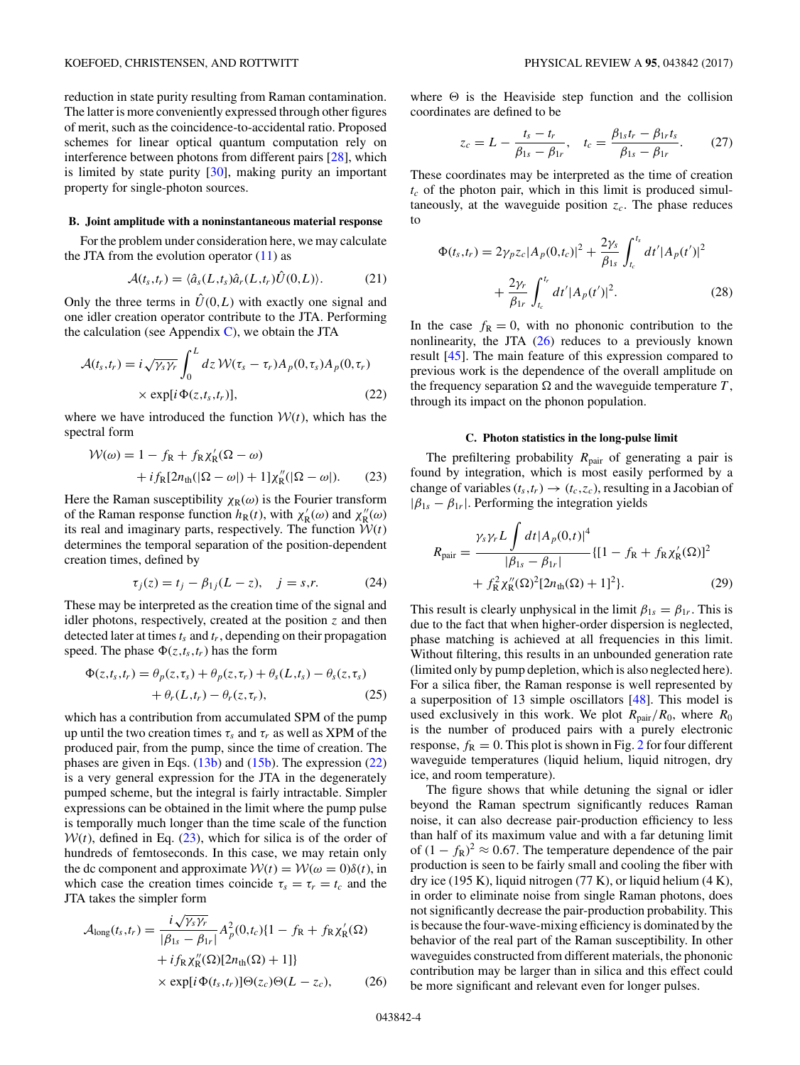reduction in state purity resulting from Raman contamination. The latter is more conveniently expressed through other figures of merit, such as the coincidence-to-accidental ratio. Proposed schemes for linear optical quantum computation rely on interference between photons from different pairs [28], which is limited by state purity [30], making purity an important property for single-photon sources.

### B. Joint amplitude with a noninstantaneous material response

For the problem under consideration here, we may calculate the JTA from the evolution operator (11) as

$$\mathcal{A}(t_s,t_r) = \langle \hat{a}_s(L,t_s)\hat{a}_r(L,t_r)\hat{U}(0,L)\rangle. \tag{21}$$

Only the three terms in $\hat{U}(0,L)$ with exactly one signal and one idler creation operator contribute to the JTA. Performing the calculation (see Appendix C), we obtain the JTA

$$\begin{aligned}\mathcal{A}(t_s,t_r) = i\sqrt{\gamma_s\gamma_r}\int_0^L dz\,\mathcal{W}(\tau_s-\tau_r)A_p(0,\tau_s)A_p(0,\tau_r)\\ \times \exp[i\Phi(z,t_s,t_r)],\end{aligned} \tag{22}$$

where we have introduced the function $\mathcal{W}(t)$, which has the spectral form

$$\begin{aligned}\mathcal{W}(\omega) = 1 - f_{\rm R} + f_{\rm R}\chi_{\rm R}'(\Omega-\omega)\\ + if_{\rm R}[2n_{\rm th}(|\Omega-\omega|)+1]\chi_{\rm R}''(|\Omega-\omega|).\end{aligned} \tag{23}$$

Here the Raman susceptibility $\chi_{\rm R}(\omega)$ is the Fourier transform of the Raman response function $h_{\rm R}(t)$, with $\chi_{\rm R}'(\omega)$ and $\chi_{\rm R}''(\omega)$ its real and imaginary parts, respectively. The function $\mathcal{W}(t)$ determines the temporal separation of the position-dependent creation times, defined by

$$\tau_j(z) = t_j - \beta_{1j}(L-z), \quad j = s,r. \tag{24}$$

These may be interpreted as the creation time of the signal and idler photons, respectively, created at the position $z$ and then detected later at times $t_s$ and $t_r$, depending on their propagation speed. The phase $\Phi(z,t_s,t_r)$ has the form

$$\begin{aligned}\Phi(z,t_s,t_r) = \theta_p(z,\tau_s)+\theta_p(z,\tau_r)+\theta_s(L,t_s)-\theta_s(z,\tau_s)\\ +\theta_r(L,t_r)-\theta_r(z,\tau_r),\end{aligned} \tag{25}$$

which has a contribution from accumulated SPM of the pump up until the two creation times $\tau_s$ and $\tau_r$ as well as XPM of the produced pair, from the pump, since the time of creation. The phases are given in Eqs. (13b) and (15b). The expression (22) is a very general expression for the JTA in the degenerately pumped scheme, but the integral is fairly intractable. Simpler expressions can be obtained in the limit where the pump pulse is temporally much longer than the time scale of the function $\mathcal{W}(t)$, defined in Eq. (23), which is of the order of hundreds of femtoseconds. In this case, we may retain only the dc component and approximate $\mathcal{W}(t) = \mathcal{W}(\omega=0)\delta(t)$, in which case the creation times coincide $\tau_s = \tau_r = t_c$ and the JTA takes the simpler form

$$\begin{aligned}\mathcal{A}_{\rm long}(t_s,t_r) = \frac{i\sqrt{\gamma_s\gamma_r}}{|\beta_{1s}-\beta_{1r}|}A_p^2(0,t_c)\{1-f_{\rm R}+f_{\rm R}\chi_{\rm R}'(\Omega)\\ + if_{\rm R}\chi_{\rm R}''(\Omega)[2n_{\rm th}(\Omega)+1]\}\\ \times \exp[i\Phi(t_s,t_r)]\Theta(z_c)\Theta(L-z_c),\end{aligned} \tag{26}$$

where $\Theta$ is the Heaviside step function and the collision coordinates are defined to be

$$z_c = L - \frac{t_s-t_r}{\beta_{1s}-\beta_{1r}}, \quad t_c = \frac{\beta_{1s}t_r - \beta_{1r}t_s}{\beta_{1s}-\beta_{1r}}. \tag{27}$$

These coordinates may be interpreted as the time of creation $t_c$ of the photon pair, which in this limit is produced simultaneously, at the waveguide position $z_c$. The phase reduces to

$$\begin{aligned}\Phi(t_s,t_r) = 2\gamma_p z_c|A_p(0,t_c)|^2 + \frac{2\gamma_s}{\beta_{1s}}\int_{t_c}^{t_s}dt'|A_p(t')|^2\\ + \frac{2\gamma_r}{\beta_{1r}}\int_{t_c}^{t_r}dt'|A_p(t')|^2.\end{aligned} \tag{28}$$

In the case $f_{\rm R} = 0$, with no phononic contribution to the nonlinearity, the JTA (26) reduces to a previously known result [45]. The main feature of this expression compared to previous work is the dependence of the overall amplitude on the frequency separation $\Omega$ and the waveguide temperature $T$, through its impact on the phonon population.

### C. Photon statistics in the long-pulse limit

The prefiltering probability $R_{\rm pair}$ of generating a pair is found by integration, which is most easily performed by a change of variables $(t_s,t_r)\to(t_c,z_c)$, resulting in a Jacobian of $|\beta_{1s}-\beta_{1r}|$. Performing the integration yields

$$\begin{aligned}R_{\rm pair} = \frac{\gamma_s\gamma_r L\int dt|A_p(0,t)|^4}{|\beta_{1s}-\beta_{1r}|}\{[1-f_{\rm R}+f_{\rm R}\chi_{\rm R}'(\Omega)]^2\\ + f_{\rm R}^2\chi_{\rm R}''(\Omega)^2[2n_{\rm th}(\Omega)+1]^2\}.\end{aligned} \tag{29}$$

This result is clearly unphysical in the limit $\beta_{1s} = \beta_{1r}$. This is due to the fact that when higher-order dispersion is neglected, phase matching is achieved at all frequencies in this limit. Without filtering, this results in an unbounded generation rate (limited only by pump depletion, which is also neglected here). For a silica fiber, the Raman response is well represented by a superposition of 13 simple oscillators [48]. This model is used exclusively in this work. We plot $R_{\rm pair}/R_0$, where $R_0$ is the number of produced pairs with a purely electronic response, $f_{\rm R} = 0$. This plot is shown in Fig. 2 for four different waveguide temperatures (liquid helium, liquid nitrogen, dry ice, and room temperature).

The figure shows that while detuning the signal or idler beyond the Raman spectrum significantly reduces Raman noise, it can also decrease pair-production efficiency to less than half of its maximum value and with a far detuning limit of $(1-f_{\rm R})^2 \approx 0.67$. The temperature dependence of the pair production is seen to be fairly small and cooling the fiber with dry ice (195 K), liquid nitrogen (77 K), or liquid helium (4 K), in order to eliminate noise from single Raman photons, does not significantly decrease the pair-production probability. This is because the four-wave-mixing efficiency is dominated by the behavior of the real part of the Raman susceptibility. In other waveguides constructed from different materials, the phononic contribution may be larger than in silica and this effect could be more significant and relevant even for longer pulses.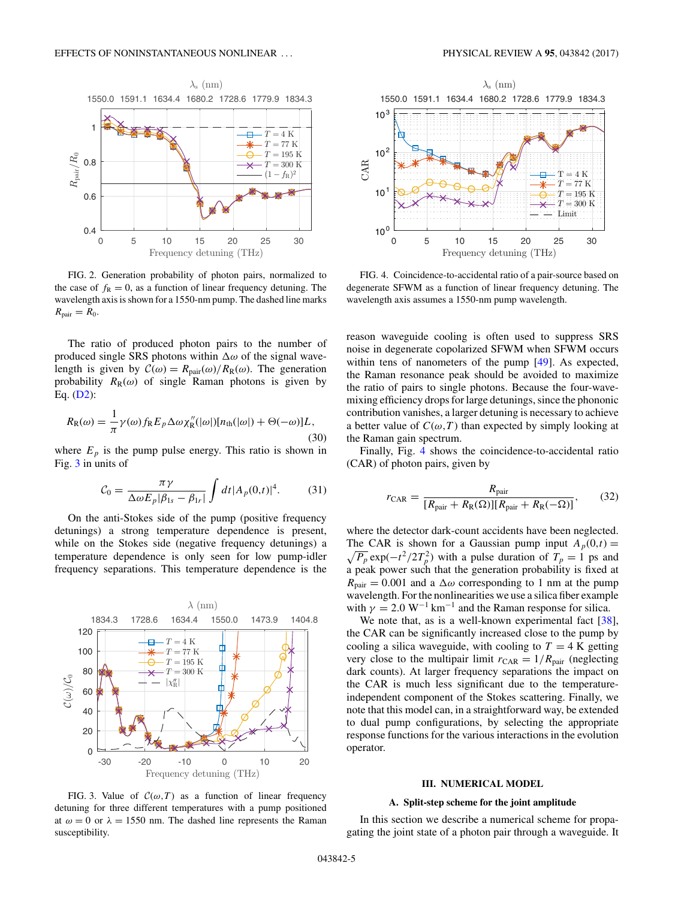FIG. 2. Generation probability of photon pairs, normalized to the case of $f_R = 0$, as a function of linear frequency detuning. The wavelength axis is shown for a 1550-nm pump. The dashed line marks $R_{\text{pair}} = R_0$.

The ratio of produced photon pairs to the number of produced single SRS photons within $\Delta\omega$ of the signal wavelength is given by $\mathcal{C}(\omega) = R_{\text{pair}}(\omega)/R_R(\omega)$. The generation probability $R_R(\omega)$ of single Raman photons is given by Eq. (D2):

$$R_R(\omega) = \frac{1}{\pi}\gamma(\omega) f_R E_p \Delta\omega \chi_R''(|\omega|)[n_{\text{th}}(|\omega|) + \Theta(-\omega)]L, \tag{30}$$

where $E_p$ is the pump pulse energy. This ratio is shown in Fig. 3 in units of

$$\mathcal{C}_0 = \frac{\pi\gamma}{\Delta\omega E_p |\beta_{1s} - \beta_{1r}|} \int dt |A_p(0,t)|^4. \tag{31}$$

On the anti-Stokes side of the pump (positive frequency detunings) a strong temperature dependence is present, while on the Stokes side (negative frequency detunings) a temperature dependence is only seen for low pump-idler frequency separations. This temperature dependence is the reason waveguide cooling is often used to suppress SRS noise in degenerate copolarized SFWM when SFWM occurs within tens of nanometers of the pump [49]. As expected, the Raman resonance peak should be avoided to maximize the ratio of pairs to single photons. Because the four-wave-mixing efficiency drops for large detunings, since the phononic contribution vanishes, a larger detuning is necessary to achieve a better value of $C(\omega,T)$ than expected by simply looking at the Raman gain spectrum.

FIG. 3. Value of $\mathcal{C}(\omega,T)$ as a function of linear frequency detuning for three different temperatures with a pump positioned at $\omega = 0$ or $\lambda = 1550$ nm. The dashed line represents the Raman susceptibility.

FIG. 4. Coincidence-to-accidental ratio of a pair-source based on degenerate SFWM as a function of linear frequency detuning. The wavelength axis assumes a 1550-nm pump wavelength.

Finally, Fig. 4 shows the coincidence-to-accidental ratio (CAR) of photon pairs, given by

$$r_{\text{CAR}} = \frac{R_{\text{pair}}}{[R_{\text{pair}} + R_R(\Omega)][R_{\text{pair}} + R_R(-\Omega)]}, \tag{32}$$

where the detector dark-count accidents have been neglected. The CAR is shown for a Gaussian pump input $A_p(0,t) = \sqrt{P_p}\exp(-t^2/2T_p^2)$ with a pulse duration of $T_p = 1$ ps and a peak power such that the generation probability is fixed at $R_{\text{pair}} = 0.001$ and a $\Delta\omega$ corresponding to 1 nm at the pump wavelength. For the nonlinearities we use a silica fiber example with $\gamma = 2.0\ \text{W}^{-1}\ \text{km}^{-1}$ and the Raman response for silica.

We note that, as is a well-known experimental fact [38], the CAR can be significantly increased close to the pump by cooling a silica waveguide, with cooling to $T = 4$ K getting very close to the multipair limit $r_{\text{CAR}} = 1/R_{\text{pair}}$ (neglecting dark counts). At larger frequency separations the impact on the CAR is much less significant due to the temperature-independent component of the Stokes scattering. Finally, we note that this model can, in a straightforward way, be extended to dual pump configurations, by selecting the appropriate response functions for the various interactions in the evolution operator.

## III. NUMERICAL MODEL

### A. Split-step scheme for the joint amplitude

In this section we describe a numerical scheme for propagating the joint state of a photon pair through a waveguide. It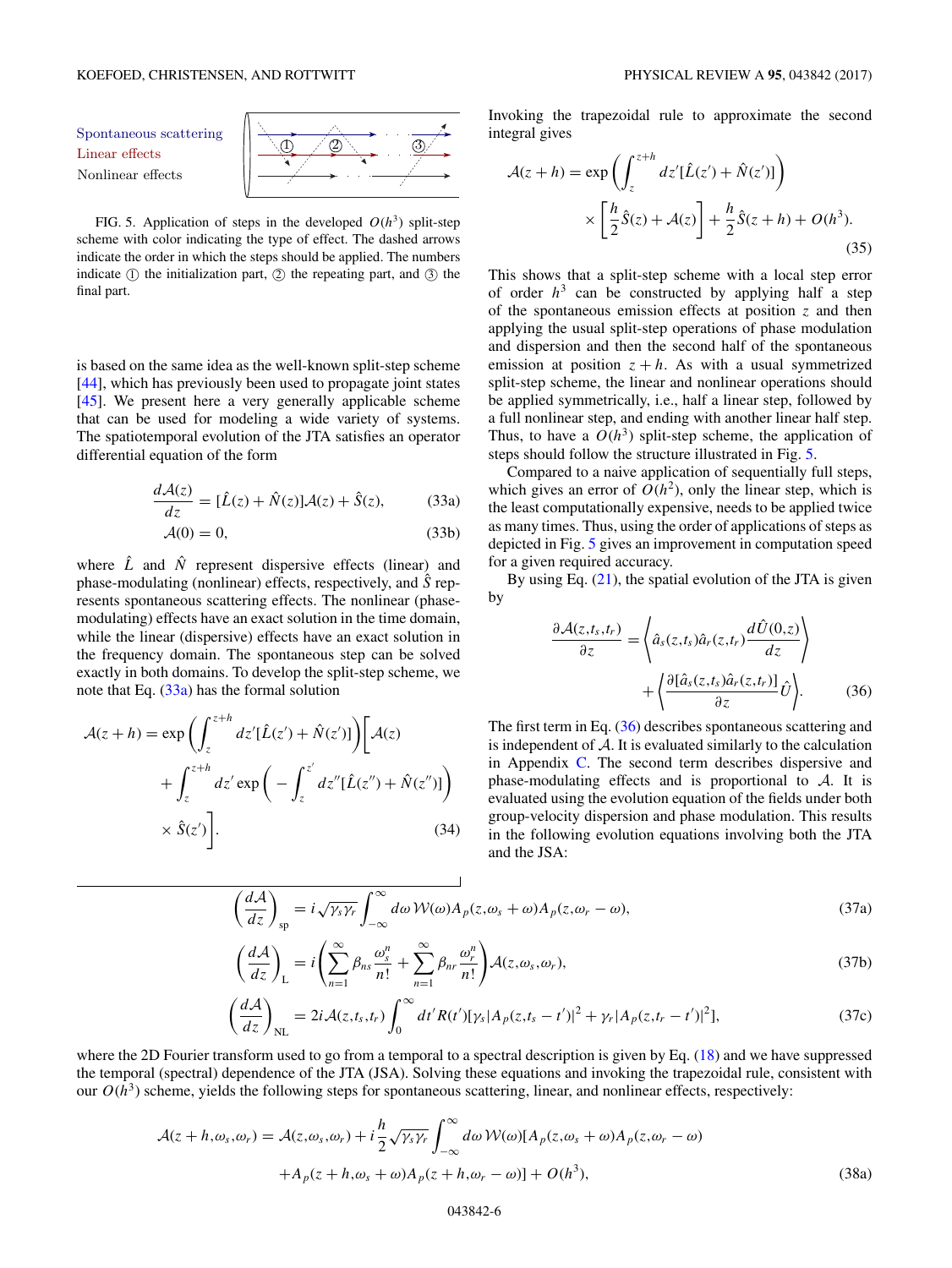Spontaneous scattering
Linear effects
Nonlinear effects

FIG. 5. Application of steps in the developed $O(h^3)$ split-step scheme with color indicating the type of effect. The dashed arrows indicate the order in which the steps should be applied. The numbers indicate ① the initialization part, ② the repeating part, and ③ the final part.

is based on the same idea as the well-known split-step scheme [44], which has previously been used to propagate joint states [45]. We present here a very generally applicable scheme that can be used for modeling a wide variety of systems. The spatiotemporal evolution of the JTA satisfies an operator differential equation of the form

$$\frac{d\mathcal{A}(z)}{dz} = [\hat{L}(z) + \hat{N}(z)]\mathcal{A}(z) + \hat{S}(z), \tag{33a}$$

$$\mathcal{A}(0) = 0, \tag{33b}$$

where $\hat{L}$ and $\hat{N}$ represent dispersive effects (linear) and phase-modulating (nonlinear) effects, respectively, and $\hat{S}$ represents spontaneous scattering effects. The nonlinear (phase-modulating) effects have an exact solution in the time domain, while the linear (dispersive) effects have an exact solution in the frequency domain. The spontaneous step can be solved exactly in both domains. To develop the split-step scheme, we note that Eq. (33a) has the formal solution

$$\mathcal{A}(z+h) = \exp\left(\int_z^{z+h} dz'[\hat{L}(z') + \hat{N}(z')]\right)\Bigg[\mathcal{A}(z) + \int_z^{z+h} dz' \exp\left(-\int_z^{z'} dz''[\hat{L}(z'') + \hat{N}(z'')]\right) \times \hat{S}(z')\Bigg]. \tag{34}$$

Invoking the trapezoidal rule to approximate the second integral gives

$$\mathcal{A}(z+h) = \exp\left(\int_z^{z+h} dz'[\hat{L}(z') + \hat{N}(z')]\right) \times \left[\frac{h}{2}\hat{S}(z) + \mathcal{A}(z)\right] + \frac{h}{2}\hat{S}(z+h) + O(h^3). \tag{35}$$

This shows that a split-step scheme with a local step error of order $h^3$ can be constructed by applying half a step of the spontaneous emission effects at position $z$ and then applying the usual split-step operations of phase modulation and dispersion and then the second half of the spontaneous emission at position $z+h$. As with a usual symmetrized split-step scheme, the linear and nonlinear operations should be applied symmetrically, i.e., half a linear step, followed by a full nonlinear step, and ending with another linear half step. Thus, to have a $O(h^3)$ split-step scheme, the application of steps should follow the structure illustrated in Fig. 5.

Compared to a naive application of sequentially full steps, which gives an error of $O(h^2)$, only the linear step, which is the least computationally expensive, needs to be applied twice as many times. Thus, using the order of applications of steps as depicted in Fig. 5 gives an improvement in computation speed for a given required accuracy.

By using Eq. (21), the spatial evolution of the JTA is given by

$$\frac{\partial \mathcal{A}(z,t_s,t_r)}{\partial z} = \left\langle \hat{a}_s(z,t_s)\hat{a}_r(z,t_r)\frac{d\hat{U}(0,z)}{dz}\right\rangle + \left\langle \frac{\partial[\hat{a}_s(z,t_s)\hat{a}_r(z,t_r)]}{\partial z}\hat{U}\right\rangle. \tag{36}$$

The first term in Eq. (36) describes spontaneous scattering and is independent of $\mathcal{A}$. It is evaluated similarly to the calculation in Appendix C. The second term describes dispersive and phase-modulating effects and is proportional to $\mathcal{A}$. It is evaluated using the evolution equation of the fields under both group-velocity dispersion and phase modulation. This results in the following evolution equations involving both the JTA and the JSA:

$$\left(\frac{d\mathcal{A}}{dz}\right)_{\text{sp}} = i\sqrt{\gamma_s\gamma_r}\int_{-\infty}^{\infty} d\omega\, \mathcal{W}(\omega)A_p(z,\omega_s+\omega)A_p(z,\omega_r-\omega), \tag{37a}$$

$$\left(\frac{d\mathcal{A}}{dz}\right)_{\text{L}} = i\left(\sum_{n=1}^{\infty}\beta_{ns}\frac{\omega_s^n}{n!} + \sum_{n=1}^{\infty}\beta_{nr}\frac{\omega_r^n}{n!}\right)\mathcal{A}(z,\omega_s,\omega_r), \tag{37b}$$

$$\left(\frac{d\mathcal{A}}{dz}\right)_{\text{NL}} = 2i\mathcal{A}(z,t_s,t_r)\int_0^{\infty} dt' R(t')[\gamma_s|A_p(z,t_s-t')|^2 + \gamma_r|A_p(z,t_r-t')|^2], \tag{37c}$$

where the 2D Fourier transform used to go from a temporal to a spectral description is given by Eq. (18) and we have suppressed the temporal (spectral) dependence of the JTA (JSA). Solving these equations and invoking the trapezoidal rule, consistent with our $O(h^3)$ scheme, yields the following steps for spontaneous scattering, linear, and nonlinear effects, respectively:

$$\mathcal{A}(z+h,\omega_s,\omega_r) = \mathcal{A}(z,\omega_s,\omega_r) + i\frac{h}{2}\sqrt{\gamma_s\gamma_r}\int_{-\infty}^{\infty} d\omega\, \mathcal{W}(\omega)[A_p(z,\omega_s+\omega)A_p(z,\omega_r-\omega) + A_p(z+h,\omega_s+\omega)A_p(z+h,\omega_r-\omega)] + O(h^3), \tag{38a}$$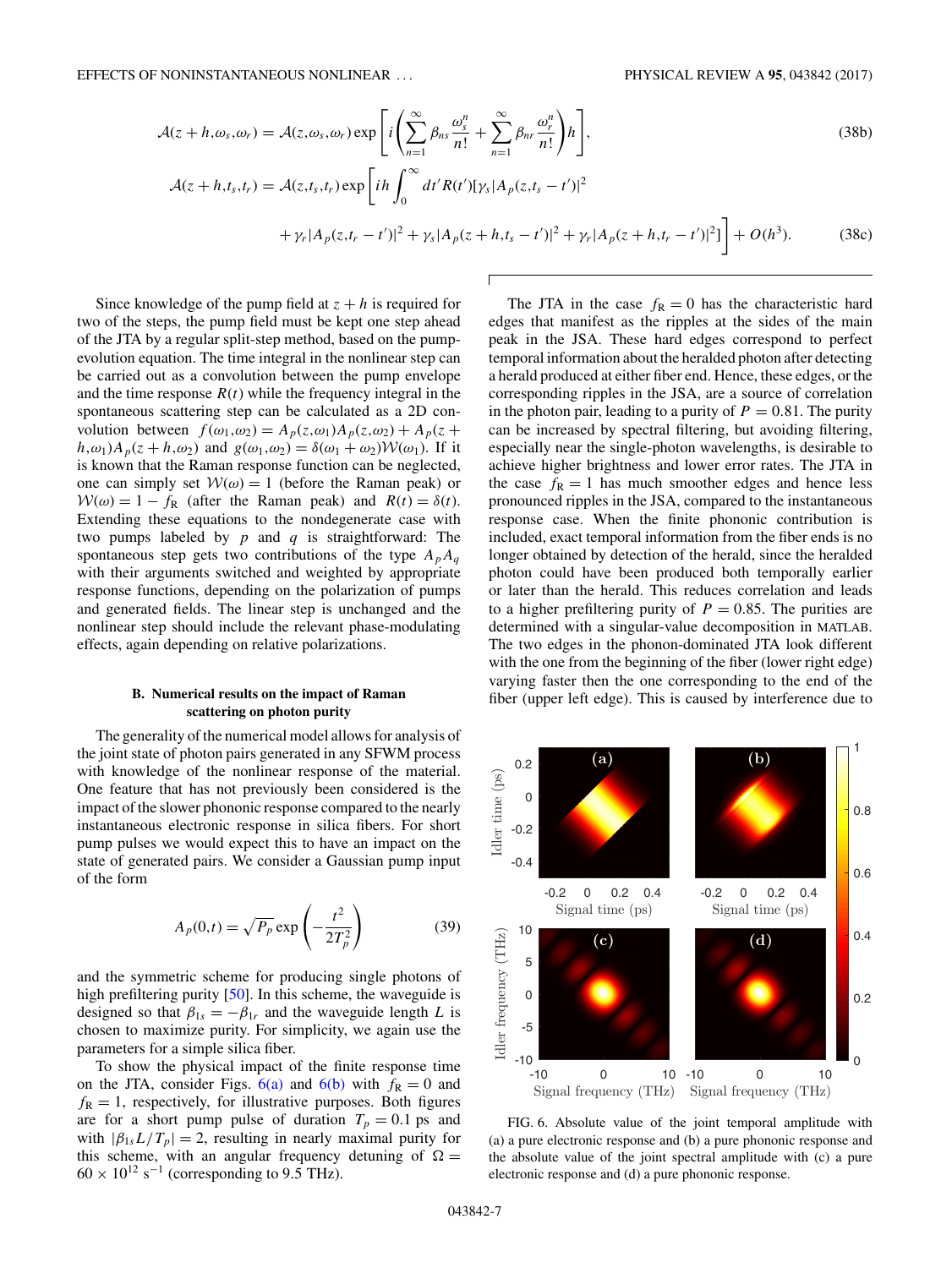$$\mathcal{A}(z+h,\omega_s,\omega_r) = \mathcal{A}(z,\omega_s,\omega_r)\exp\left[i\left(\sum_{n=1}^{\infty}\beta_{ns}\frac{\omega_s^n}{n!}+\sum_{n=1}^{\infty}\beta_{nr}\frac{\omega_r^n}{n!}\right)h\right], \tag{38b}$$

$$\mathcal{A}(z+h,t_s,t_r) = \mathcal{A}(z,t_s,t_r)\exp\left[ih\int_0^{\infty}dt' R(t')[\gamma_s|A_p(z,t_s-t')|^2 + \gamma_r|A_p(z,t_r-t')|^2 + \gamma_s|A_p(z+h,t_s-t')|^2 + \gamma_r|A_p(z+h,t_r-t')|^2]\right] + O(h^3). \tag{38c}$$

Since knowledge of the pump field at $z+h$ is required for two of the steps, the pump field must be kept one step ahead of the JTA by a regular split-step method, based on the pump-evolution equation. The time integral in the nonlinear step can be carried out as a convolution between the pump envelope and the time response $R(t)$ while the frequency integral in the spontaneous scattering step can be calculated as a 2D convolution between $f(\omega_1,\omega_2) = A_p(z,\omega_1)A_p(z,\omega_2) + A_p(z+h,\omega_1)A_p(z+h,\omega_2)$ and $g(\omega_1,\omega_2) = \delta(\omega_1+\omega_2)\mathcal{W}(\omega_1)$. If it is known that the Raman response function can be neglected, one can simply set $\mathcal{W}(\omega) = 1$ (before the Raman peak) or $\mathcal{W}(\omega) = 1 - f_R$ (after the Raman peak) and $R(t) = \delta(t)$. Extending these equations to the nondegenerate case with two pumps labeled by $p$ and $q$ is straightforward: The spontaneous step gets two contributions of the type $A_pA_q$ with their arguments switched and weighted by appropriate response functions, depending on the polarization of pumps and generated fields. The linear step is unchanged and the nonlinear step should include the relevant phase-modulating effects, again depending on relative polarizations.

### B. Numerical results on the impact of Raman scattering on photon purity

The generality of the numerical model allows for analysis of the joint state of photon pairs generated in any SFWM process with knowledge of the nonlinear response of the material. One feature that has not previously been considered is the impact of the slower phononic response compared to the nearly instantaneous electronic response in silica fibers. For short pump pulses we would expect this to have an impact on the state of generated pairs. We consider a Gaussian pump input of the form

$$A_p(0,t) = \sqrt{P_p}\exp\left(-\frac{t^2}{2T_p^2}\right) \tag{39}$$

and the symmetric scheme for producing single photons of high prefiltering purity [50]. In this scheme, the waveguide is designed so that $\beta_{1s} = -\beta_{1r}$ and the waveguide length $L$ is chosen to maximize purity. For simplicity, we again use the parameters for a simple silica fiber.

To show the physical impact of the finite response time on the JTA, consider Figs. 6(a) and 6(b) with $f_R = 0$ and $f_R = 1$, respectively, for illustrative purposes. Both figures are for a short pump pulse of duration $T_p = 0.1$ ps and with $|\beta_{1s}L/T_p| = 2$, resulting in nearly maximal purity for this scheme, with an angular frequency detuning of $\Omega = 60\times10^{12}\ \text{s}^{-1}$ (corresponding to 9.5 THz).

The JTA in the case $f_R = 0$ has the characteristic hard edges that manifest as the ripples at the sides of the main peak in the JSA. These hard edges correspond to perfect temporal information about the heralded photon after detecting a herald produced at either fiber end. Hence, these edges, or the corresponding ripples in the JSA, are a source of correlation in the photon pair, leading to a purity of $P = 0.81$. The purity can be increased by spectral filtering, but avoiding filtering, especially near the single-photon wavelengths, is desirable to achieve higher brightness and lower error rates. The JTA in the case $f_R = 1$ has much smoother edges and hence less pronounced ripples in the JSA, compared to the instantaneous response case. When the finite phononic contribution is included, exact temporal information from the fiber ends is no longer obtained by detection of the herald, since the heralded photon could have been produced both temporally earlier or later than the herald. This reduces correlation and leads to a higher prefiltering purity of $P = 0.85$. The purities are determined with a singular-value decomposition in MATLAB. The two edges in the phonon-dominated JTA look different with the one from the beginning of the fiber (lower right edge) varying faster then the one corresponding to the end of the fiber (upper left edge). This is caused by interference due to

FIG. 6. Absolute value of the joint temporal amplitude with (a) a pure electronic response and (b) a pure phononic response and the absolute value of the joint spectral amplitude with (c) a pure electronic response and (d) a pure phononic response.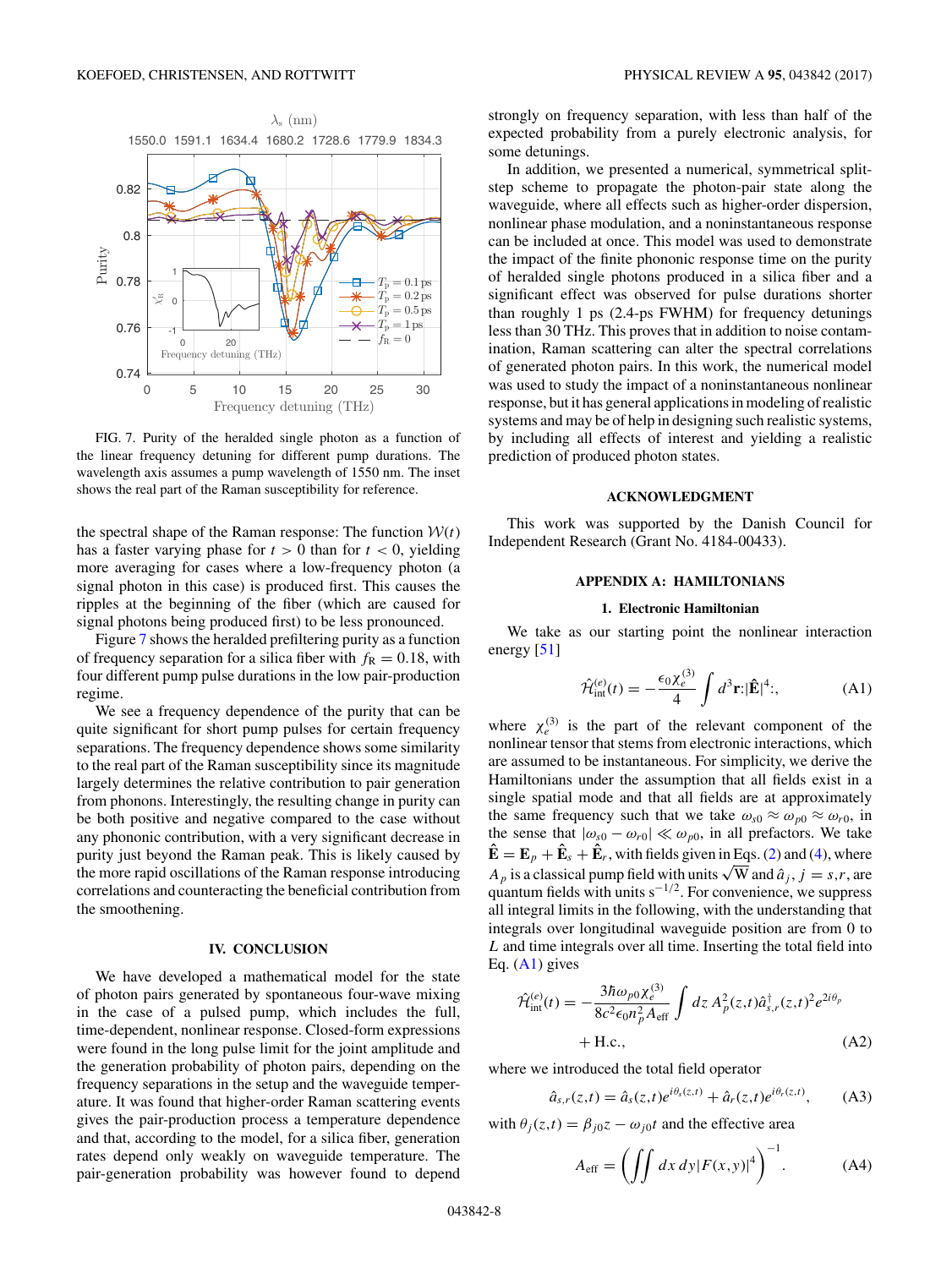FIG. 7. Purity of the heralded single photon as a function of the linear frequency detuning for different pump durations. The wavelength axis assumes a pump wavelength of 1550 nm. The inset shows the real part of the Raman susceptibility for reference.

the spectral shape of the Raman response: The function $\mathcal{W}(t)$ has a faster varying phase for $t > 0$ than for $t < 0$, yielding more averaging for cases where a low-frequency photon (a signal photon in this case) is produced first. This causes the ripples at the beginning of the fiber (which are caused for signal photons being produced first) to be less pronounced.

Figure 7 shows the heralded prefiltering purity as a function of frequency separation for a silica fiber with $f_R = 0.18$, with four different pump pulse durations in the low pair-production regime.

We see a frequency dependence of the purity that can be quite significant for short pump pulses for certain frequency separations. The frequency dependence shows some similarity to the real part of the Raman susceptibility since its magnitude largely determines the relative contribution to pair generation from phonons. Interestingly, the resulting change in purity can be both positive and negative compared to the case without any phononic contribution, with a very significant decrease in purity just beyond the Raman peak. This is likely caused by the more rapid oscillations of the Raman response introducing correlations and counteracting the beneficial contribution from the smoothening.

## IV. CONCLUSION

We have developed a mathematical model for the state of photon pairs generated by spontaneous four-wave mixing in the case of a pulsed pump, which includes the full, time-dependent, nonlinear response. Closed-form expressions were found in the long pulse limit for the joint amplitude and the generation probability of photon pairs, depending on the frequency separations in the setup and the waveguide temperature. It was found that higher-order Raman scattering events gives the pair-production process a temperature dependence and that, according to the model, for a silica fiber, generation rates depend only weakly on waveguide temperature. The pair-generation probability was however found to depend strongly on frequency separation, with less than half of the expected probability from a purely electronic analysis, for some detunings.

In addition, we presented a numerical, symmetrical split-step scheme to propagate the photon-pair state along the waveguide, where all effects such as higher-order dispersion, nonlinear phase modulation, and a noninstantaneous response can be included at once. This model was used to demonstrate the impact of the finite phononic response time on the purity of heralded single photons produced in a silica fiber and a significant effect was observed for pulse durations shorter than roughly 1 ps (2.4-ps FWHM) for frequency detunings less than 30 THz. This proves that in addition to noise contamination, Raman scattering can alter the spectral correlations of generated photon pairs. In this work, the numerical model was used to study the impact of a noninstantaneous nonlinear response, but it has general applications in modeling of realistic systems and may be of help in designing such realistic systems, by including all effects of interest and yielding a realistic prediction of produced photon states.

## ACKNOWLEDGMENT

This work was supported by the Danish Council for Independent Research (Grant No. 4184-00433).

## APPENDIX A: HAMILTONIANS

### 1. Electronic Hamiltonian

We take as our starting point the nonlinear interaction energy [51]

$$\hat{\mathcal{H}}_{\text{int}}^{(e)}(t) = -\frac{\epsilon_0 \chi_e^{(3)}}{4} \int d^3\mathbf{r} \, :|\hat{\mathbf{E}}|^4:, \tag{A1}$$

where $\chi_e^{(3)}$ is the part of the relevant component of the nonlinear tensor that stems from electronic interactions, which are assumed to be instantaneous. For simplicity, we derive the Hamiltonians under the assumption that all fields exist in a single spatial mode and that all fields are at approximately the same frequency such that we take $\omega_{s0} \approx \omega_{p0} \approx \omega_{r0}$, in the sense that $|\omega_{s0} - \omega_{r0}| \ll \omega_{p0}$, in all prefactors. We take $\hat{\mathbf{E}} = \mathbf{E}_p + \hat{\mathbf{E}}_s + \hat{\mathbf{E}}_r$, with fields given in Eqs. (2) and (4), where $A_p$ is a classical pump field with units $\sqrt{\text{W}}$ and $\hat{a}_j, j = s,r$, are quantum fields with units $\text{s}^{-1/2}$. For convenience, we suppress all integral limits in the following, with the understanding that integrals over longitudinal waveguide position are from 0 to $L$ and time integrals over all time. Inserting the total field into Eq. (A1) gives

$$\hat{\mathcal{H}}_{\text{int}}^{(e)}(t) = -\frac{3\hbar\omega_{p0}\chi_e^{(3)}}{8c^2\epsilon_0 n_p^2 A_{\text{eff}}} \int dz \, A_p^2(z,t) \hat{a}_{s,r}^\dagger(z,t)^2 e^{2i\theta_p} + \text{H.c.}, \tag{A2}$$

where we introduced the total field operator

$$\hat{a}_{s,r}(z,t) = \hat{a}_s(z,t)e^{i\theta_s(z,t)} + \hat{a}_r(z,t)e^{i\theta_r(z,t)}, \tag{A3}$$

with $\theta_j(z,t) = \beta_{j0}z - \omega_{j0}t$ and the effective area

$$A_{\text{eff}} = \left( \iint dx\, dy |F(x,y)|^4 \right)^{-1}. \tag{A4}$$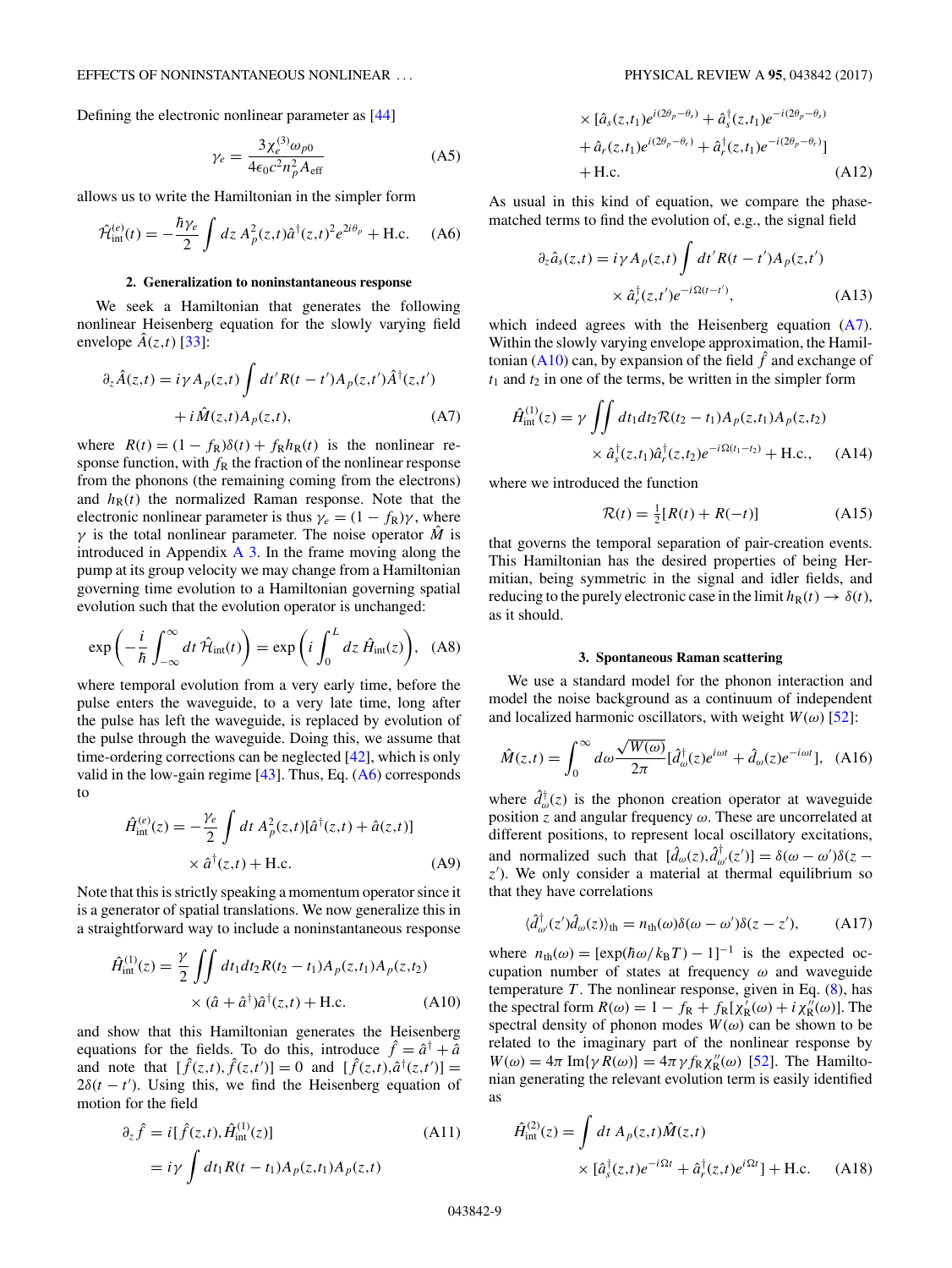Defining the electronic nonlinear parameter as [44]

$$\gamma_e = \frac{3\chi_e^{(3)}\omega_{p0}}{4\epsilon_0 c^2 n_p^2 A_{\text{eff}}} \tag{A5}$$

allows us to write the Hamiltonian in the simpler form

$$\hat{\mathcal{H}}_{\text{int}}^{(e)}(t) = -\frac{\hbar\gamma_e}{2}\int dz\, A_p^2(z,t)\hat{a}^\dagger(z,t)^2 e^{2i\theta_p} + \text{H.c.} \tag{A6}$$

### 2. Generalization to noninstantaneous response

We seek a Hamiltonian that generates the following nonlinear Heisenberg equation for the slowly varying field envelope $\hat{A}(z,t)$ [33]:

$$\partial_z \hat{A}(z,t) = i\gamma A_p(z,t)\int dt' R(t-t')A_p(z,t')\hat{A}^\dagger(z,t') + i\hat{M}(z,t)A_p(z,t), \tag{A7}$$

where $R(t) = (1-f_R)\delta(t) + f_R h_R(t)$ is the nonlinear response function, with $f_R$ the fraction of the nonlinear response from the phonons (the remaining coming from the electrons) and $h_R(t)$ the normalized Raman response. Note that the electronic nonlinear parameter is thus $\gamma_e = (1-f_R)\gamma$, where $\gamma$ is the total nonlinear parameter. The noise operator $\hat{M}$ is introduced in Appendix A 3. In the frame moving along the pump at its group velocity we may change from a Hamiltonian governing time evolution to a Hamiltonian governing spatial evolution such that the evolution operator is unchanged:

$$\exp\left(-\frac{i}{\hbar}\int_{-\infty}^{\infty} dt\, \hat{\mathcal{H}}_{\text{int}}(t)\right) = \exp\left(i\int_0^L dz\, \hat{H}_{\text{int}}(z)\right), \tag{A8}$$

where temporal evolution from a very early time, before the pulse enters the waveguide, to a very late time, long after the pulse has left the waveguide, is replaced by evolution of the pulse through the waveguide. Doing this, we assume that time-ordering corrections can be neglected [42], which is only valid in the low-gain regime [43]. Thus, Eq. (A6) corresponds to

$$\hat{H}_{\text{int}}^{(e)}(z) = -\frac{\gamma_e}{2}\int dt\, A_p^2(z,t)[\hat{a}^\dagger(z,t) + \hat{a}(z,t)] \times \hat{a}^\dagger(z,t) + \text{H.c.} \tag{A9}$$

Note that this is strictly speaking a momentum operator since it is a generator of spatial translations. We now generalize this in a straightforward way to include a noninstantaneous response

$$\hat{H}_{\text{int}}^{(1)}(z) = \frac{\gamma}{2}\iint dt_1 dt_2 R(t_2-t_1)A_p(z,t_1)A_p(z,t_2) \times (\hat{a} + \hat{a}^\dagger)\hat{a}^\dagger(z,t) + \text{H.c.} \tag{A10}$$

and show that this Hamiltonian generates the Heisenberg equations for the fields. To do this, introduce $\hat{f} = \hat{a}^\dagger + \hat{a}$ and note that $[\hat{f}(z,t),\hat{f}(z,t')] = 0$ and $[\hat{f}(z,t),\hat{a}^\dagger(z,t')] = 2\delta(t-t')$. Using this, we find the Heisenberg equation of motion for the field

$$\begin{aligned}\partial_z \hat{f} &= i[\hat{f}(z,t),\hat{H}_{\text{int}}^{(1)}(z)] \\ &= i\gamma\int dt_1 R(t-t_1)A_p(z,t_1)A_p(z,t) \\ &\quad\times [\hat{a}_s(z,t_1)e^{i(2\theta_p-\theta_s)} + \hat{a}_s^\dagger(z,t_1)e^{-i(2\theta_p-\theta_s)} \\ &\quad+ \hat{a}_r(z,t_1)e^{i(2\theta_p-\theta_r)} + \hat{a}_r^\dagger(z,t_1)e^{-i(2\theta_p-\theta_r)}] \\ &\quad+ \text{H.c.}\end{aligned} \tag{A11, A12}$$

As usual in this kind of equation, we compare the phase-matched terms to find the evolution of, e.g., the signal field

$$\partial_z \hat{a}_s(z,t) = i\gamma A_p(z,t)\int dt' R(t-t')A_p(z,t') \times \hat{a}_r^\dagger(z,t')e^{-i\Omega(t-t')}, \tag{A13}$$

which indeed agrees with the Heisenberg equation (A7). Within the slowly varying envelope approximation, the Hamiltonian (A10) can, by expansion of the field $\hat{f}$ and exchange of $t_1$ and $t_2$ in one of the terms, be written in the simpler form

$$\hat{H}_{\text{int}}^{(1)}(z) = \gamma\iint dt_1 dt_2 \mathcal{R}(t_2-t_1)A_p(z,t_1)A_p(z,t_2) \times \hat{a}_s^\dagger(z,t_1)\hat{a}_r^\dagger(z,t_2)e^{-i\Omega(t_1-t_2)} + \text{H.c.}, \tag{A14}$$

where we introduced the function

$$\mathcal{R}(t) = \tfrac{1}{2}[R(t) + R(-t)] \tag{A15}$$

that governs the temporal separation of pair-creation events. This Hamiltonian has the desired properties of being Hermitian, being symmetric in the signal and idler fields, and reducing to the purely electronic case in the limit $h_R(t) \to \delta(t)$, as it should.

### 3. Spontaneous Raman scattering

We use a standard model for the phonon interaction and model the noise background as a continuum of independent and localized harmonic oscillators, with weight $W(\omega)$ [52]:

$$\hat{M}(z,t) = \int_0^\infty d\omega \frac{\sqrt{W(\omega)}}{2\pi}[\hat{d}_\omega^\dagger(z)e^{i\omega t} + \hat{d}_\omega(z)e^{-i\omega t}], \tag{A16}$$

where $\hat{d}_\omega^\dagger(z)$ is the phonon creation operator at waveguide position $z$ and angular frequency $\omega$. These are uncorrelated at different positions, to represent local oscillatory excitations, and normalized such that $[\hat{d}_\omega(z),\hat{d}_{\omega'}^\dagger(z')] = \delta(\omega-\omega')\delta(z-z')$. We only consider a material at thermal equilibrium so that they have correlations

$$\langle \hat{d}_{\omega'}^\dagger(z')\hat{d}_\omega(z)\rangle_{\text{th}} = n_{\text{th}}(\omega)\delta(\omega-\omega')\delta(z-z'), \tag{A17}$$

where $n_{\text{th}}(\omega) = [\exp(\hbar\omega/k_B T) - 1]^{-1}$ is the expected occupation number of states at frequency $\omega$ and waveguide temperature $T$. The nonlinear response, given in Eq. (8), has the spectral form $R(\omega) = 1 - f_R + f_R[\chi_R'(\omega) + i\chi_R''(\omega)]$. The spectral density of phonon modes $W(\omega)$ can be shown to be related to the imaginary part of the nonlinear response by $W(\omega) = 4\pi\,\text{Im}\{\gamma R(\omega)\} = 4\pi\gamma f_R\chi_R''(\omega)$ [52]. The Hamiltonian generating the relevant evolution term is easily identified as

$$\hat{H}_{\text{int}}^{(2)}(z) = \int dt\, A_p(z,t)\hat{M}(z,t) \times [\hat{a}_s^\dagger(z,t)e^{-i\Omega t} + \hat{a}_r^\dagger(z,t)e^{i\Omega t}] + \text{H.c.} \tag{A18}$$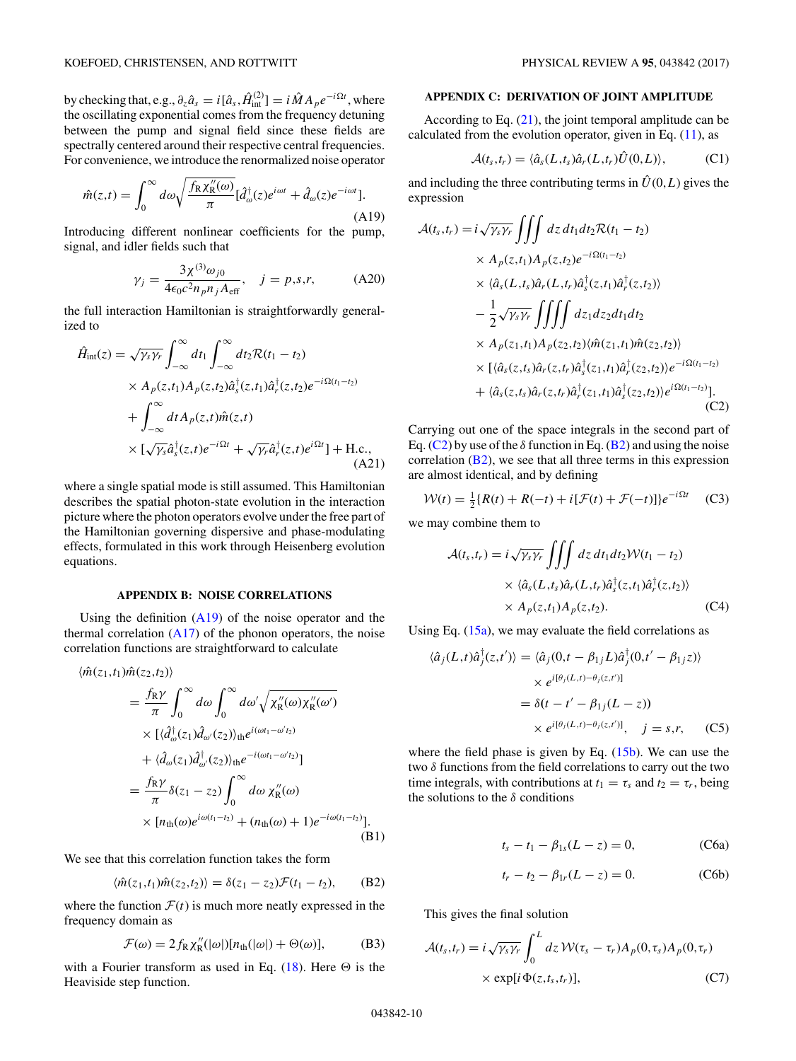by checking that, e.g., $\partial_z \hat{a}_s = i[\hat{a}_s, \hat{H}_{\rm int}^{(2)}] = i\hat{M}A_p e^{-i\Omega t}$, where the oscillating exponential comes from the frequency detuning between the pump and signal field since these fields are spectrally centered around their respective central frequencies. For convenience, we introduce the renormalized noise operator

$$\hat{m}(z,t) = \int_0^\infty d\omega \sqrt{\frac{f_{\rm R}\chi_{\rm R}''(\omega)}{\pi}}[\hat{d}_\omega^\dagger(z)e^{i\omega t} + \hat{d}_\omega(z)e^{-i\omega t}]. \tag{A19}$$

Introducing different nonlinear coefficients for the pump, signal, and idler fields such that

$$\gamma_j = \frac{3\chi^{(3)}\omega_{j0}}{4\epsilon_0 c^2 n_p n_j A_{\rm eff}}, \quad j = p,s,r, \tag{A20}$$

the full interaction Hamiltonian is straightforwardly generalized to

$$\begin{aligned}\hat{H}_{\rm int}(z) = {} & \sqrt{\gamma_s\gamma_r}\int_{-\infty}^{\infty} dt_1 \int_{-\infty}^{\infty} dt_2 \mathcal{R}(t_1 - t_2) \\ & \times A_p(z,t_1)A_p(z,t_2)\hat{a}_s^\dagger(z,t_1)\hat{a}_r^\dagger(z,t_2)e^{-i\Omega(t_1-t_2)} \\ & + \int_{-\infty}^{\infty} dt A_p(z,t)\hat{m}(z,t) \\ & \times [\sqrt{\gamma_s}\hat{a}_s^\dagger(z,t)e^{-i\Omega t} + \sqrt{\gamma_r}\hat{a}_r^\dagger(z,t)e^{i\Omega t}] + \text{H.c.},\end{aligned} \tag{A21}$$

where a single spatial mode is still assumed. This Hamiltonian describes the spatial photon-state evolution in the interaction picture where the photon operators evolve under the free part of the Hamiltonian governing dispersive and phase-modulating effects, formulated in this work through Heisenberg evolution equations.

## APPENDIX B: NOISE CORRELATIONS

Using the definition (A19) of the noise operator and the thermal correlation (A17) of the phonon operators, the noise correlation functions are straightforward to calculate

$$\begin{aligned}\langle \hat{m}(z_1,t_1)\hat{m}(z_2,t_2)\rangle &= \frac{f_{\rm R}\gamma}{\pi}\int_0^\infty d\omega \int_0^\infty d\omega' \sqrt{\chi_{\rm R}''(\omega)\chi_{\rm R}''(\omega')} \\ &\quad \times [\langle \hat{d}_\omega^\dagger(z_1)\hat{d}_{\omega'}(z_2)\rangle_{\rm th} e^{i(\omega t_1 - \omega' t_2)} \\ &\quad + \langle \hat{d}_\omega(z_1)\hat{d}_{\omega'}^\dagger(z_2)\rangle_{\rm th} e^{-i(\omega t_1 - \omega' t_2)}] \\ &= \frac{f_{\rm R}\gamma}{\pi}\delta(z_1 - z_2)\int_0^\infty d\omega\, \chi_{\rm R}''(\omega) \\ &\quad \times [n_{\rm th}(\omega)e^{i\omega(t_1-t_2)} + (n_{\rm th}(\omega)+1)e^{-i\omega(t_1-t_2)}].\end{aligned} \tag{B1}$$

We see that this correlation function takes the form

$$\langle \hat{m}(z_1,t_1)\hat{m}(z_2,t_2)\rangle = \delta(z_1 - z_2)\mathcal{F}(t_1 - t_2), \tag{B2}$$

where the function $\mathcal{F}(t)$ is much more neatly expressed in the frequency domain as

$$\mathcal{F}(\omega) = 2f_{\rm R}\chi_{\rm R}''(|\omega|)[n_{\rm th}(|\omega|) + \Theta(\omega)], \tag{B3}$$

with a Fourier transform as used in Eq. (18). Here $\Theta$ is the Heaviside step function.

## APPENDIX C: DERIVATION OF JOINT AMPLITUDE

According to Eq. (21), the joint temporal amplitude can be calculated from the evolution operator, given in Eq. (11), as

$$\mathcal{A}(t_s,t_r) = \langle \hat{a}_s(L,t_s)\hat{a}_r(L,t_r)\hat{U}(0,L)\rangle, \tag{C1}$$

and including the three contributing terms in $\hat{U}(0,L)$ gives the expression

$$\begin{aligned}\mathcal{A}(t_s,t_r) = {} & i\sqrt{\gamma_s\gamma_r}\iiint dz\, dt_1 dt_2 \mathcal{R}(t_1 - t_2) \\ & \times A_p(z,t_1)A_p(z,t_2)e^{-i\Omega(t_1-t_2)} \\ & \times \langle \hat{a}_s(L,t_s)\hat{a}_r(L,t_r)\hat{a}_s^\dagger(z,t_1)\hat{a}_r^\dagger(z,t_2)\rangle \\ & - \frac{1}{2}\sqrt{\gamma_s\gamma_r}\iiiint dz_1 dz_2 dt_1 dt_2 \\ & \times A_p(z_1,t_1)A_p(z_2,t_2)\langle \hat{m}(z_1,t_1)\hat{m}(z_2,t_2)\rangle \\ & \times [\langle \hat{a}_s(z,t_s)\hat{a}_r(z,t_r)\hat{a}_s^\dagger(z_1,t_1)\hat{a}_r^\dagger(z_2,t_2)\rangle e^{-i\Omega(t_1-t_2)} \\ & + \langle \hat{a}_s(z,t_s)\hat{a}_r(z,t_r)\hat{a}_r^\dagger(z_1,t_1)\hat{a}_s^\dagger(z_2,t_2)\rangle e^{i\Omega(t_1-t_2)}].\end{aligned} \tag{C2}$$

Carrying out one of the space integrals in the second part of Eq. (C2) by use of the $\delta$ function in Eq. (B2) and using the noise correlation (B2), we see that all three terms in this expression are almost identical, and by defining

$$\mathcal{W}(t) = \tfrac{1}{2}\{R(t) + R(-t) + i[\mathcal{F}(t) + \mathcal{F}(-t)]\}e^{-i\Omega t} \tag{C3}$$

we may combine them to

$$\begin{aligned}\mathcal{A}(t_s,t_r) = {} & i\sqrt{\gamma_s\gamma_r}\iiint dz\, dt_1 dt_2 \mathcal{W}(t_1 - t_2) \\ & \times \langle \hat{a}_s(L,t_s)\hat{a}_r(L,t_r)\hat{a}_s^\dagger(z,t_1)\hat{a}_r^\dagger(z,t_2)\rangle \\ & \times A_p(z,t_1)A_p(z,t_2).\end{aligned} \tag{C4}$$

Using Eq. (15a), we may evaluate the field correlations as

$$\begin{aligned}\langle \hat{a}_j(L,t)\hat{a}_j^\dagger(z,t')\rangle &= \langle \hat{a}_j(0,t - \beta_{1j}L)\hat{a}_j^\dagger(0,t' - \beta_{1j}z)\rangle \\ &\quad \times e^{i[\theta_j(L,t) - \theta_j(z,t')]} \\ &= \delta(t - t' - \beta_{1j}(L - z)) \\ &\quad \times e^{i[\theta_j(L,t) - \theta_j(z,t')]}, \quad j = s,r,\end{aligned} \tag{C5}$$

where the field phase is given by Eq. (15b). We can use the two $\delta$ functions from the field correlations to carry out the two time integrals, with contributions at $t_1 = \tau_s$ and $t_2 = \tau_r$, being the solutions to the $\delta$ conditions

$$t_s - t_1 - \beta_{1s}(L - z) = 0, \tag{C6a}$$

$$t_r - t_2 - \beta_{1r}(L - z) = 0. \tag{C6b}$$

This gives the final solution

$$\begin{aligned}\mathcal{A}(t_s,t_r) = {} & i\sqrt{\gamma_s\gamma_r}\int_0^L dz\, \mathcal{W}(\tau_s - \tau_r)A_p(0,\tau_s)A_p(0,\tau_r) \\ & \times \exp[i\Phi(z,t_s,t_r)],\end{aligned} \tag{C7}$$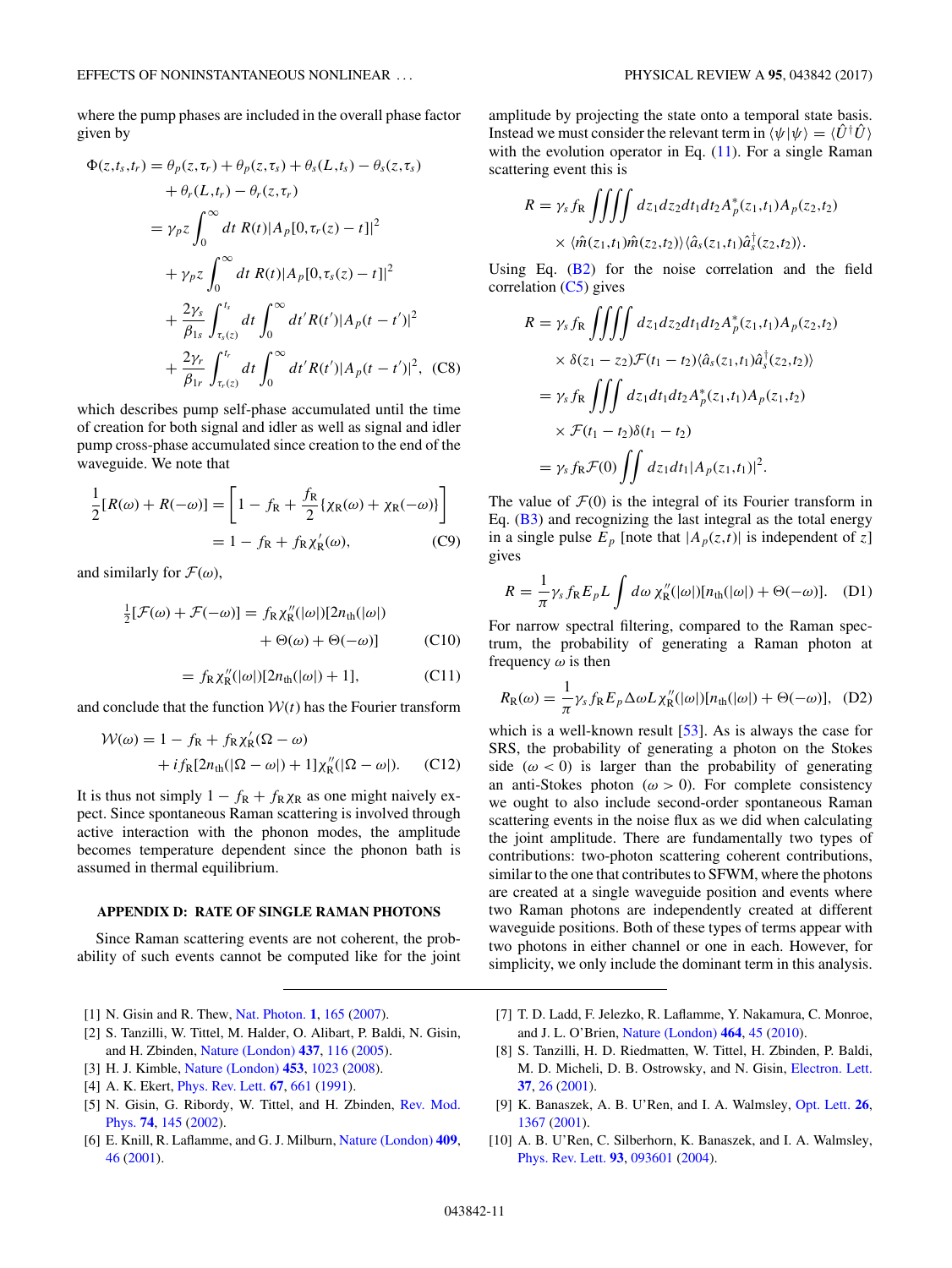where the pump phases are included in the overall phase factor given by

$$
\begin{aligned}
\Phi(z,t_s,t_r) &= \theta_p(z,\tau_r) + \theta_p(z,\tau_s) + \theta_s(L,t_s) - \theta_s(z,\tau_s) \\
&\quad + \theta_r(L,t_r) - \theta_r(z,\tau_r) \\
&= \gamma_p z \int_0^\infty dt\, R(t)|A_p[0,\tau_r(z) - t]|^2 \\
&\quad + \gamma_p z \int_0^\infty dt\, R(t)|A_p[0,\tau_s(z) - t]|^2 \\
&\quad + \frac{2\gamma_s}{\beta_{1s}} \int_{\tau_s(z)}^{t_s} dt \int_0^\infty dt'\, R(t')|A_p(t-t')|^2 \\
&\quad + \frac{2\gamma_r}{\beta_{1r}} \int_{\tau_r(z)}^{t_r} dt \int_0^\infty dt'\, R(t')|A_p(t-t')|^2, \quad \text{(C8)}
\end{aligned}
$$

which describes pump self-phase accumulated until the time of creation for both signal and idler as well as signal and idler pump cross-phase accumulated since creation to the end of the waveguide. We note that

$$
\begin{aligned}
\frac{1}{2}[R(\omega) + R(-\omega)] &= \left[1 - f_{\mathrm{R}} + \frac{f_{\mathrm{R}}}{2}\{\chi_{\mathrm{R}}(\omega) + \chi_{\mathrm{R}}(-\omega)\}\right] \\
&= 1 - f_{\mathrm{R}} + f_{\mathrm{R}}\chi'_{\mathrm{R}}(\omega), \qquad \text{(C9)}
\end{aligned}
$$

and similarly for $\mathcal{F}(\omega)$,

$$
\begin{aligned}
\tfrac{1}{2}[\mathcal{F}(\omega) + \mathcal{F}(-\omega)] &= f_{\mathrm{R}}\chi''_{\mathrm{R}}(|\omega|)[2n_{\mathrm{th}}(|\omega|) \\
&\quad + \Theta(\omega) + \Theta(-\omega)] \qquad \text{(C10)} \\
&= f_{\mathrm{R}}\chi''_{\mathrm{R}}(|\omega|)[2n_{\mathrm{th}}(|\omega|) + 1], \qquad \text{(C11)}
\end{aligned}
$$

and conclude that the function $\mathcal{W}(t)$ has the Fourier transform

$$
\begin{aligned}
\mathcal{W}(\omega) &= 1 - f_{\mathrm{R}} + f_{\mathrm{R}}\chi'_{\mathrm{R}}(\Omega - \omega) \\
&\quad + i f_{\mathrm{R}}[2n_{\mathrm{th}}(|\Omega - \omega|) + 1]\chi''_{\mathrm{R}}(|\Omega - \omega|). \qquad \text{(C12)}
\end{aligned}
$$

It is thus not simply $1 - f_{\mathrm{R}} + f_{\mathrm{R}}\chi_{\mathrm{R}}$ as one might naively expect. Since spontaneous Raman scattering is involved through active interaction with the phonon modes, the amplitude becomes temperature dependent since the phonon bath is assumed in thermal equilibrium.

## APPENDIX D: RATE OF SINGLE RAMAN PHOTONS

Since Raman scattering events are not coherent, the probability of such events cannot be computed like for the joint amplitude by projecting the state onto a temporal state basis. Instead we must consider the relevant term in $\langle\psi|\psi\rangle = \langle\hat{U}^\dagger\hat{U}\rangle$ with the evolution operator in Eq. (11). For a single Raman scattering event this is

$$
\begin{aligned}
R &= \gamma_s f_{\mathrm{R}} \iiiint dz_1 dz_2 dt_1 dt_2 A_p^*(z_1,t_1) A_p(z_2,t_2) \\
&\quad \times \langle \hat{m}(z_1,t_1)\hat{m}(z_2,t_2)\rangle \langle \hat{a}_s(z_1,t_1)\hat{a}_s^\dagger(z_2,t_2)\rangle.
\end{aligned}
$$

Using Eq. (B2) for the noise correlation and the field correlation (C5) gives

$$
\begin{aligned}
R &= \gamma_s f_{\mathrm{R}} \iiiint dz_1 dz_2 dt_1 dt_2 A_p^*(z_1,t_1) A_p(z_2,t_2) \\
&\quad \times \delta(z_1 - z_2)\mathcal{F}(t_1 - t_2)\langle \hat{a}_s(z_1,t_1)\hat{a}_s^\dagger(z_2,t_2)\rangle \\
&= \gamma_s f_{\mathrm{R}} \iiint dz_1 dt_1 dt_2 A_p^*(z_1,t_1) A_p(z_1,t_2) \\
&\quad \times \mathcal{F}(t_1 - t_2)\delta(t_1 - t_2) \\
&= \gamma_s f_{\mathrm{R}} \mathcal{F}(0) \iint dz_1 dt_1 |A_p(z_1,t_1)|^2.
\end{aligned}
$$

The value of $\mathcal{F}(0)$ is the integral of its Fourier transform in Eq. (B3) and recognizing the last integral as the total energy in a single pulse $E_p$ [note that $|A_p(z,t)|$ is independent of $z$] gives

$$
R = \frac{1}{\pi}\gamma_s f_{\mathrm{R}} E_p L \int d\omega\, \chi''_{\mathrm{R}}(|\omega|)[n_{\mathrm{th}}(|\omega|) + \Theta(-\omega)]. \quad \text{(D1)}
$$

For narrow spectral filtering, compared to the Raman spectrum, the probability of generating a Raman photon at frequency $\omega$ is then

$$
R_{\mathrm{R}}(\omega) = \frac{1}{\pi}\gamma_s f_{\mathrm{R}} E_p \Delta\omega L \chi''_{\mathrm{R}}(|\omega|)[n_{\mathrm{th}}(|\omega|) + \Theta(-\omega)], \quad \text{(D2)}
$$

which is a well-known result [53]. As is always the case for SRS, the probability of generating a photon on the Stokes side ($\omega < 0$) is larger than the probability of generating an anti-Stokes photon ($\omega > 0$). For complete consistency we ought to also include second-order spontaneous Raman scattering events in the noise flux as we did when calculating the joint amplitude. There are fundamentally two types of contributions: two-photon scattering coherent contributions, similar to the one that contributes to SFWM, where the photons are created at a single waveguide position and events where two Raman photons are independently created at different waveguide positions. Both of these types of terms appear with two photons in either channel or one in each. However, for simplicity, we only include the dominant term in this analysis.

---

[1] N. Gisin and R. Thew, Nat. Photon. **1**, 165 (2007).

[2] S. Tanzilli, W. Tittel, M. Halder, O. Alibart, P. Baldi, N. Gisin, and H. Zbinden, Nature (London) **437**, 116 (2005).

[3] H. J. Kimble, Nature (London) **453**, 1023 (2008).

[4] A. K. Ekert, Phys. Rev. Lett. **67**, 661 (1991).

[5] N. Gisin, G. Ribordy, W. Tittel, and H. Zbinden, Rev. Mod. Phys. **74**, 145 (2002).

[6] E. Knill, R. Laflamme, and G. J. Milburn, Nature (London) **409**, 46 (2001).

[7] T. D. Ladd, F. Jelezko, R. Laflamme, Y. Nakamura, C. Monroe, and J. L. O'Brien, Nature (London) **464**, 45 (2010).

[8] S. Tanzilli, H. D. Riedmatten, W. Tittel, H. Zbinden, P. Baldi, M. D. Micheli, D. B. Ostrowsky, and N. Gisin, Electron. Lett. **37**, 26 (2001).

[9] K. Banaszek, A. B. U'Ren, and I. A. Walmsley, Opt. Lett. **26**, 1367 (2001).

[10] A. B. U'Ren, C. Silberhorn, K. Banaszek, and I. A. Walmsley, Phys. Rev. Lett. **93**, 093601 (2004).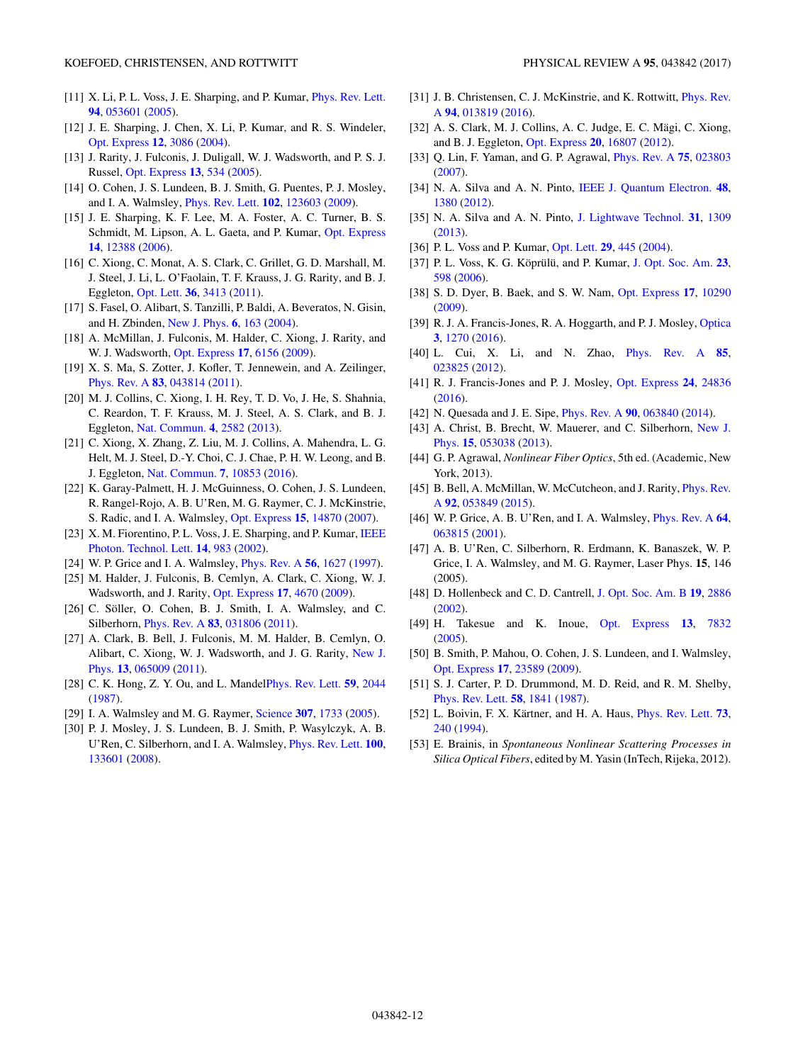[11] X. Li, P. L. Voss, J. E. Sharping, and P. Kumar, Phys. Rev. Lett. **94**, 053601 (2005).

[12] J. E. Sharping, J. Chen, X. Li, P. Kumar, and R. S. Windeler, Opt. Express **12**, 3086 (2004).

[13] J. Rarity, J. Fulconis, J. Duligall, W. J. Wadsworth, and P. S. J. Russel, Opt. Express **13**, 534 (2005).

[14] O. Cohen, J. S. Lundeen, B. J. Smith, G. Puentes, P. J. Mosley, and I. A. Walmsley, Phys. Rev. Lett. **102**, 123603 (2009).

[15] J. E. Sharping, K. F. Lee, M. A. Foster, A. C. Turner, B. S. Schmidt, M. Lipson, A. L. Gaeta, and P. Kumar, Opt. Express **14**, 12388 (2006).

[16] C. Xiong, C. Monat, A. S. Clark, C. Grillet, G. D. Marshall, M. J. Steel, J. Li, L. O'Faolain, T. F. Krauss, J. G. Rarity, and B. J. Eggleton, Opt. Lett. **36**, 3413 (2011).

[17] S. Fasel, O. Alibart, S. Tanzilli, P. Baldi, A. Beveratos, N. Gisin, and H. Zbinden, New J. Phys. **6**, 163 (2004).

[18] A. McMillan, J. Fulconis, M. Halder, C. Xiong, J. Rarity, and W. J. Wadsworth, Opt. Express **17**, 6156 (2009).

[19] X. S. Ma, S. Zotter, J. Kofler, T. Jennewein, and A. Zeilinger, Phys. Rev. A **83**, 043814 (2011).

[20] M. J. Collins, C. Xiong, I. H. Rey, T. D. Vo, J. He, S. Shahnia, C. Reardon, T. F. Krauss, M. J. Steel, A. S. Clark, and B. J. Eggleton, Nat. Commun. **4**, 2582 (2013).

[21] C. Xiong, X. Zhang, Z. Liu, M. J. Collins, A. Mahendra, L. G. Helt, M. J. Steel, D.-Y. Choi, C. J. Chae, P. H. W. Leong, and B. J. Eggleton, Nat. Commun. **7**, 10853 (2016).

[22] K. Garay-Palmett, H. J. McGuinness, O. Cohen, J. S. Lundeen, R. Rangel-Rojo, A. B. U'Ren, M. G. Raymer, C. J. McKinstrie, S. Radic, and I. A. Walmsley, Opt. Express **15**, 14870 (2007).

[23] X. M. Fiorentino, P. L. Voss, J. E. Sharping, and P. Kumar, IEEE Photon. Technol. Lett. **14**, 983 (2002).

[24] W. P. Grice and I. A. Walmsley, Phys. Rev. A **56**, 1627 (1997).

[25] M. Halder, J. Fulconis, B. Cemlyn, A. Clark, C. Xiong, W. J. Wadsworth, and J. Rarity, Opt. Express **17**, 4670 (2009).

[26] C. Söller, O. Cohen, B. J. Smith, I. A. Walmsley, and C. Silberhorn, Phys. Rev. A **83**, 031806 (2011).

[27] A. Clark, B. Bell, J. Fulconis, M. M. Halder, B. Cemlyn, O. Alibart, C. Xiong, W. J. Wadsworth, and J. G. Rarity, New J. Phys. **13**, 065009 (2011).

[28] C. K. Hong, Z. Y. Ou, and L. MandelPhys. Rev. Lett. **59**, 2044 (1987).

[29] I. A. Walmsley and M. G. Raymer, Science **307**, 1733 (2005).

[30] P. J. Mosley, J. S. Lundeen, B. J. Smith, P. Wasylczyk, A. B. U'Ren, C. Silberhorn, and I. A. Walmsley, Phys. Rev. Lett. **100**, 133601 (2008).

[31] J. B. Christensen, C. J. McKinstrie, and K. Rottwitt, Phys. Rev. A **94**, 013819 (2016).

[32] A. S. Clark, M. J. Collins, A. C. Judge, E. C. Mägi, C. Xiong, and B. J. Eggleton, Opt. Express **20**, 16807 (2012).

[33] Q. Lin, F. Yaman, and G. P. Agrawal, Phys. Rev. A **75**, 023803 (2007).

[34] N. A. Silva and A. N. Pinto, IEEE J. Quantum Electron. **48**, 1380 (2012).

[35] N. A. Silva and A. N. Pinto, J. Lightwave Technol. **31**, 1309 (2013).

[36] P. L. Voss and P. Kumar, Opt. Lett. **29**, 445 (2004).

[37] P. L. Voss, K. G. Köprülü, and P. Kumar, J. Opt. Soc. Am. **23**, 598 (2006).

[38] S. D. Dyer, B. Baek, and S. W. Nam, Opt. Express **17**, 10290 (2009).

[39] R. J. A. Francis-Jones, R. A. Hoggarth, and P. J. Mosley, Optica **3**, 1270 (2016).

[40] L. Cui, X. Li, and N. Zhao, Phys. Rev. A **85**, 023825 (2012).

[41] R. J. Francis-Jones and P. J. Mosley, Opt. Express **24**, 24836 (2016).

[42] N. Quesada and J. E. Sipe, Phys. Rev. A **90**, 063840 (2014).

[43] A. Christ, B. Brecht, W. Mauerer, and C. Silberhorn, New J. Phys. **15**, 053038 (2013).

[44] G. P. Agrawal, *Nonlinear Fiber Optics*, 5th ed. (Academic, New York, 2013).

[45] B. Bell, A. McMillan, W. McCutcheon, and J. Rarity, Phys. Rev. A **92**, 053849 (2015).

[46] W. P. Grice, A. B. U'Ren, and I. A. Walmsley, Phys. Rev. A **64**, 063815 (2001).

[47] A. B. U'Ren, C. Silberhorn, R. Erdmann, K. Banaszek, W. P. Grice, I. A. Walmsley, and M. G. Raymer, Laser Phys. **15**, 146 (2005).

[48] D. Hollenbeck and C. D. Cantrell, J. Opt. Soc. Am. B **19**, 2886 (2002).

[49] H. Takesue and K. Inoue, Opt. Express **13**, 7832 (2005).

[50] B. Smith, P. Mahou, O. Cohen, J. S. Lundeen, and I. Walmsley, Opt. Express **17**, 23589 (2009).

[51] S. J. Carter, P. D. Drummond, M. D. Reid, and R. M. Shelby, Phys. Rev. Lett. **58**, 1841 (1987).

[52] L. Boivin, F. X. Kärtner, and H. A. Haus, Phys. Rev. Lett. **73**, 240 (1994).

[53] E. Brainis, in *Spontaneous Nonlinear Scattering Processes in Silica Optical Fibers*, edited by M. Yasin (InTech, Rijeka, 2012).